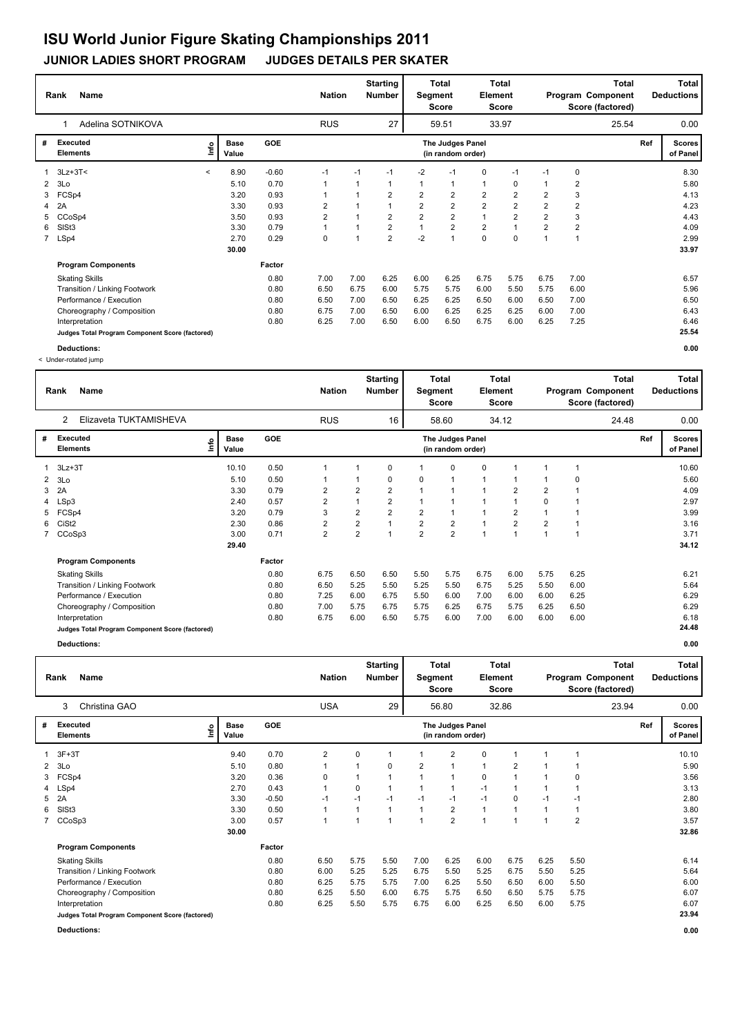# ISU World Junior Figure Skating Championships 2011

## JUNIOR LADIES SHORT PROGRAM    JUDGES DETAILS PER SKATER

| Rank | Name | Nation | Starting Number | Total Segment Score | Total Element Score | Total Program Component Score (factored) | Total Deductions |
|---|---|---|---|---|---|---|---|
| 1 | Adelina SOTNIKOVA | RUS | 27 | 59.51 | 33.97 | 25.54 | 0.00 |

| # | Executed Elements | Info | Base Value | GOE | J1 | J2 | J3 | J4 | J5 | J6 | J7 | J8 | J9 | Ref | Scores of Panel |
|---|---|---|---|---|---|---|---|---|---|---|---|---|---|---|---|
| 1 | 3Lz+3T< | < | 8.90 | -0.60 | -1 | -1 | -1 | -2 | -1 | 0 | -1 | -1 | 0 | | 8.30 |
| 2 | 3Lo | | 5.10 | 0.70 | 1 | 1 | 1 | 1 | 1 | 1 | 0 | 1 | 2 | | 5.80 |
| 3 | FCSp4 | | 3.20 | 0.93 | 1 | 1 | 2 | 2 | 2 | 2 | 2 | 2 | 3 | | 4.13 |
| 4 | 2A | | 3.30 | 0.93 | 2 | 1 | 1 | 2 | 2 | 2 | 2 | 2 | 2 | | 4.23 |
| 5 | CCoSp4 | | 3.50 | 0.93 | 2 | 1 | 2 | 2 | 2 | 1 | 2 | 2 | 3 | | 4.43 |
| 6 | SlSt3 | | 3.30 | 0.79 | 1 | 1 | 2 | 1 | 2 | 2 | 1 | 2 | 2 | | 4.09 |
| 7 | LSp4 | | 2.70 | 0.29 | 0 | 1 | 2 | -2 | 1 | 0 | 0 | 1 | 1 | | 2.99 |
| | | | 30.00 | | | | | | | | | | | | 33.97 |
| | **Program Components** | | | Factor | | | | | | | | | | | |
| | Skating Skills | | | 0.80 | 7.00 | 7.00 | 6.25 | 6.00 | 6.25 | 6.75 | 5.75 | 6.75 | 7.00 | | 6.57 |
| | Transition / Linking Footwork | | | 0.80 | 6.50 | 6.75 | 6.00 | 5.75 | 5.75 | 6.00 | 5.50 | 5.75 | 6.00 | | 5.96 |
| | Performance / Execution | | | 0.80 | 6.50 | 7.00 | 6.50 | 6.25 | 6.25 | 6.50 | 6.00 | 6.50 | 7.00 | | 6.50 |
| | Choreography / Composition | | | 0.80 | 6.75 | 7.00 | 6.50 | 6.00 | 6.25 | 6.25 | 6.25 | 6.00 | 7.00 | | 6.43 |
| | Interpretation | | | 0.80 | 6.25 | 7.00 | 6.50 | 6.00 | 6.50 | 6.75 | 6.00 | 6.25 | 7.25 | | 6.46 |
| | Judges Total Program Component Score (factored) | | | | | | | | | | | | | | 25.54 |
| | **Deductions:** | | | | | | | | | | | | | | 0.00 |

< Under-rotated jump

| Rank | Name | Nation | Starting Number | Total Segment Score | Total Element Score | Total Program Component Score (factored) | Total Deductions |
|---|---|---|---|---|---|---|---|
| 2 | Elizaveta TUKTAMISHEVA | RUS | 16 | 58.60 | 34.12 | 24.48 | 0.00 |

| # | Executed Elements | Info | Base Value | GOE | J1 | J2 | J3 | J4 | J5 | J6 | J7 | J8 | J9 | Ref | Scores of Panel |
|---|---|---|---|---|---|---|---|---|---|---|---|---|---|---|---|
| 1 | 3Lz+3T | | 10.10 | 0.50 | 1 | 1 | 0 | 1 | 0 | 0 | 1 | 1 | 1 | | 10.60 |
| 2 | 3Lo | | 5.10 | 0.50 | 1 | 1 | 0 | 0 | 1 | 1 | 1 | 1 | 0 | | 5.60 |
| 3 | 2A | | 3.30 | 0.79 | 2 | 2 | 2 | 1 | 1 | 1 | 2 | 2 | 1 | | 4.09 |
| 4 | LSp3 | | 2.40 | 0.57 | 2 | 1 | 2 | 1 | 1 | 1 | 1 | 0 | 1 | | 2.97 |
| 5 | FCSp4 | | 3.20 | 0.79 | 3 | 2 | 2 | 2 | 1 | 1 | 2 | 1 | 1 | | 3.99 |
| 6 | CiSt2 | | 2.30 | 0.86 | 2 | 2 | 1 | 2 | 2 | 1 | 2 | 2 | 1 | | 3.16 |
| 7 | CCoSp3 | | 3.00 | 0.71 | 2 | 2 | 1 | 2 | 2 | 1 | 1 | 1 | 1 | | 3.71 |
| | | | 29.40 | | | | | | | | | | | | 34.12 |
| | **Program Components** | | | Factor | | | | | | | | | | | |
| | Skating Skills | | | 0.80 | 6.75 | 6.50 | 6.50 | 5.50 | 5.75 | 6.75 | 6.00 | 5.75 | 6.25 | | 6.21 |
| | Transition / Linking Footwork | | | 0.80 | 6.50 | 5.25 | 5.50 | 5.25 | 5.50 | 6.75 | 5.25 | 5.50 | 6.00 | | 5.64 |
| | Performance / Execution | | | 0.80 | 7.25 | 6.00 | 6.75 | 5.50 | 6.00 | 7.00 | 6.00 | 6.00 | 6.25 | | 6.29 |
| | Choreography / Composition | | | 0.80 | 7.00 | 5.75 | 6.75 | 5.75 | 6.25 | 6.75 | 5.75 | 6.25 | 6.50 | | 6.29 |
| | Interpretation | | | 0.80 | 6.75 | 6.00 | 6.50 | 5.75 | 6.00 | 7.00 | 6.00 | 6.00 | 6.00 | | 6.18 |
| | Judges Total Program Component Score (factored) | | | | | | | | | | | | | | 24.48 |
| | **Deductions:** | | | | | | | | | | | | | | 0.00 |

| Rank | Name | Nation | Starting Number | Total Segment Score | Total Element Score | Total Program Component Score (factored) | Total Deductions |
|---|---|---|---|---|---|---|---|
| 3 | Christina GAO | USA | 29 | 56.80 | 32.86 | 23.94 | 0.00 |

| # | Executed Elements | Info | Base Value | GOE | J1 | J2 | J3 | J4 | J5 | J6 | J7 | J8 | J9 | Ref | Scores of Panel |
|---|---|---|---|---|---|---|---|---|---|---|---|---|---|---|---|
| 1 | 3F+3T | | 9.40 | 0.70 | 2 | 0 | 1 | 1 | 2 | 0 | 1 | 1 | 1 | | 10.10 |
| 2 | 3Lo | | 5.10 | 0.80 | 1 | 1 | 0 | 2 | 1 | 1 | 2 | 1 | 1 | | 5.90 |
| 3 | FCSp4 | | 3.20 | 0.36 | 0 | 1 | 1 | 1 | 1 | 0 | 1 | 1 | 0 | | 3.56 |
| 4 | LSp4 | | 2.70 | 0.43 | 1 | 0 | 1 | 1 | 1 | -1 | 1 | 1 | 1 | | 3.13 |
| 5 | 2A | | 3.30 | -0.50 | -1 | -1 | -1 | -1 | -1 | -1 | 0 | -1 | -1 | | 2.80 |
| 6 | SlSt3 | | 3.30 | 0.50 | 1 | 1 | 1 | 1 | 2 | 1 | 1 | 1 | 1 | | 3.80 |
| 7 | CCoSp3 | | 3.00 | 0.57 | 1 | 1 | 1 | 1 | 2 | 1 | 1 | 1 | 2 | | 3.57 |
| | | | 30.00 | | | | | | | | | | | | 32.86 |
| | **Program Components** | | | Factor | | | | | | | | | | | |
| | Skating Skills | | | 0.80 | 6.50 | 5.75 | 5.50 | 7.00 | 6.25 | 6.00 | 6.75 | 6.25 | 5.50 | | 6.14 |
| | Transition / Linking Footwork | | | 0.80 | 6.00 | 5.25 | 5.25 | 6.75 | 5.50 | 5.25 | 6.75 | 5.50 | 5.25 | | 5.64 |
| | Performance / Execution | | | 0.80 | 6.25 | 5.75 | 5.75 | 7.00 | 6.25 | 5.50 | 6.50 | 6.00 | 5.50 | | 6.00 |
| | Choreography / Composition | | | 0.80 | 6.25 | 5.50 | 6.00 | 6.75 | 5.75 | 6.50 | 6.50 | 5.75 | 5.75 | | 6.07 |
| | Interpretation | | | 0.80 | 6.25 | 5.50 | 5.75 | 6.75 | 6.00 | 6.25 | 6.50 | 6.00 | 5.75 | | 6.07 |
| | Judges Total Program Component Score (factored) | | | | | | | | | | | | | | 23.94 |
| | **Deductions:** | | | | | | | | | | | | | | 0.00 |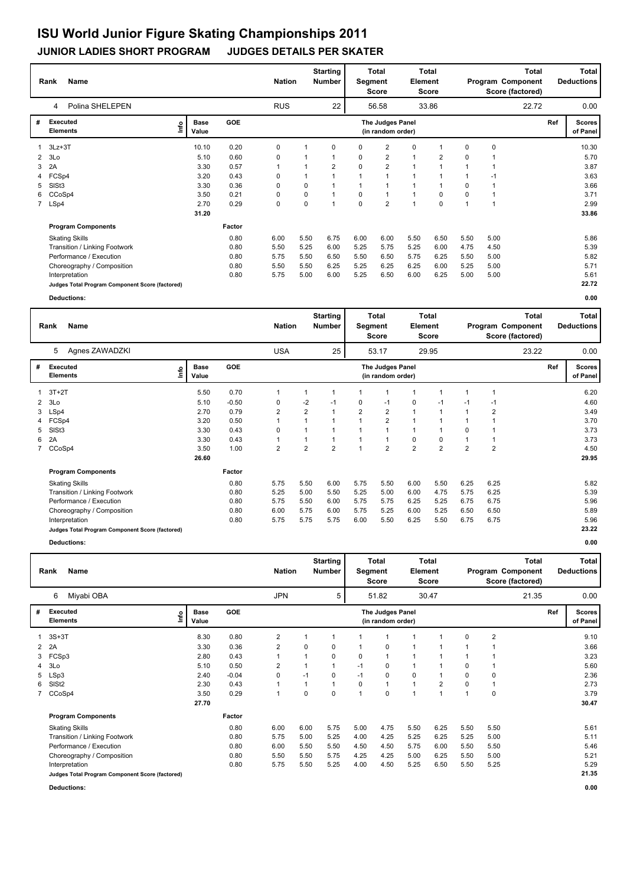# ISU World Junior Figure Skating Championships 2011

## JUNIOR LADIES SHORT PROGRAM JUDGES DETAILS PER SKATER

| Rank | Name | Nation | Starting Number | Total Segment Score | Total Element Score | Total Program Component Score (factored) | Total Deductions |
|---|---|---|---|---|---|---|---|
| 4 | Polina SHELEPEN | RUS | 22 | 56.58 | 33.86 | 22.72 | 0.00 |

| # | Executed Elements | Info | Base Value | GOE | J1 | J2 | J3 | J4 | J5 | J6 | J7 | J8 | J9 | Ref | Scores of Panel |
|---|---|---|---|---|---|---|---|---|---|---|---|---|---|---|---|
| 1 | 3Lz+3T | | 10.10 | 0.20 | 0 | 1 | 0 | 0 | 2 | 0 | 1 | 0 | 0 | | 10.30 |
| 2 | 3Lo | | 5.10 | 0.60 | 0 | 1 | 1 | 0 | 2 | 1 | 2 | 0 | 1 | | 5.70 |
| 3 | 2A | | 3.30 | 0.57 | 1 | 1 | 2 | 0 | 2 | 1 | 1 | 1 | 1 | | 3.87 |
| 4 | FCSp4 | | 3.20 | 0.43 | 0 | 1 | 1 | 1 | 1 | 1 | 1 | 1 | -1 | | 3.63 |
| 5 | SlSt3 | | 3.30 | 0.36 | 0 | 0 | 1 | 1 | 1 | 1 | 1 | 0 | 1 | | 3.66 |
| 6 | CCoSp4 | | 3.50 | 0.21 | 0 | 0 | 1 | 0 | 1 | 1 | 0 | 0 | 1 | | 3.71 |
| 7 | LSp4 | | 2.70 | 0.29 | 0 | 0 | 1 | 0 | 2 | 1 | 0 | 1 | 1 | | 2.99 |
| | | | 31.20 | | | | | | | | | | | | 33.86 |

| Program Components | Factor | J1 | J2 | J3 | J4 | J5 | J6 | J7 | J8 | J9 | Scores of Panel |
|---|---|---|---|---|---|---|---|---|---|---|---|
| Skating Skills | 0.80 | 6.00 | 5.50 | 6.75 | 6.00 | 6.00 | 5.50 | 6.50 | 5.50 | 5.00 | 5.86 |
| Transition / Linking Footwork | 0.80 | 5.50 | 5.25 | 6.00 | 5.25 | 5.75 | 5.25 | 6.00 | 4.75 | 4.50 | 5.39 |
| Performance / Execution | 0.80 | 5.75 | 5.50 | 6.50 | 5.50 | 6.50 | 5.75 | 6.25 | 5.50 | 5.00 | 5.82 |
| Choreography / Composition | 0.80 | 5.50 | 5.50 | 6.25 | 5.25 | 6.25 | 6.25 | 6.00 | 5.25 | 5.00 | 5.71 |
| Interpretation | 0.80 | 5.75 | 5.00 | 6.00 | 5.25 | 6.50 | 6.00 | 6.25 | 5.00 | 5.00 | 5.61 |
| Judges Total Program Component Score (factored) | | | | | | | | | | | 22.72 |

**Deductions:** 0.00

| Rank | Name | Nation | Starting Number | Total Segment Score | Total Element Score | Total Program Component Score (factored) | Total Deductions |
|---|---|---|---|---|---|---|---|
| 5 | Agnes ZAWADZKI | USA | 25 | 53.17 | 29.95 | 23.22 | 0.00 |

| # | Executed Elements | Info | Base Value | GOE | J1 | J2 | J3 | J4 | J5 | J6 | J7 | J8 | J9 | Ref | Scores of Panel |
|---|---|---|---|---|---|---|---|---|---|---|---|---|---|---|---|
| 1 | 3T+2T | | 5.50 | 0.70 | 1 | 1 | 1 | 1 | 1 | 1 | 1 | 1 | 1 | | 6.20 |
| 2 | 3Lo | | 5.10 | -0.50 | 0 | -2 | -1 | 0 | -1 | 0 | -1 | -1 | -1 | | 4.60 |
| 3 | LSp4 | | 2.70 | 0.79 | 2 | 2 | 1 | 2 | 2 | 1 | 1 | 1 | 2 | | 3.49 |
| 4 | FCSp4 | | 3.20 | 0.50 | 1 | 1 | 1 | 1 | 2 | 1 | 1 | 1 | 1 | | 3.70 |
| 5 | SlSt3 | | 3.30 | 0.43 | 0 | 1 | 1 | 1 | 1 | 1 | 1 | 0 | 1 | | 3.73 |
| 6 | 2A | | 3.30 | 0.43 | 1 | 1 | 1 | 1 | 1 | 0 | 0 | 1 | 1 | | 3.73 |
| 7 | CCoSp4 | | 3.50 | 1.00 | 2 | 2 | 2 | 1 | 2 | 2 | 2 | 2 | 2 | | 4.50 |
| | | | 26.60 | | | | | | | | | | | | 29.95 |

| Program Components | Factor | J1 | J2 | J3 | J4 | J5 | J6 | J7 | J8 | J9 | Scores of Panel |
|---|---|---|---|---|---|---|---|---|---|---|---|
| Skating Skills | 0.80 | 5.75 | 5.50 | 6.00 | 5.75 | 5.50 | 6.00 | 5.50 | 6.25 | 6.25 | 5.82 |
| Transition / Linking Footwork | 0.80 | 5.25 | 5.00 | 5.50 | 5.25 | 5.00 | 6.00 | 4.75 | 5.75 | 6.25 | 5.39 |
| Performance / Execution | 0.80 | 5.75 | 5.50 | 6.00 | 5.75 | 5.75 | 6.25 | 5.25 | 6.75 | 6.75 | 5.96 |
| Choreography / Composition | 0.80 | 6.00 | 5.75 | 6.00 | 5.75 | 5.25 | 6.00 | 5.25 | 6.50 | 6.50 | 5.89 |
| Interpretation | 0.80 | 5.75 | 5.75 | 5.75 | 6.00 | 5.50 | 6.25 | 5.50 | 6.75 | 6.75 | 5.96 |
| Judges Total Program Component Score (factored) | | | | | | | | | | | 23.22 |

**Deductions:** 0.00

| Rank | Name | Nation | Starting Number | Total Segment Score | Total Element Score | Total Program Component Score (factored) | Total Deductions |
|---|---|---|---|---|---|---|---|
| 6 | Miyabi OBA | JPN | 5 | 51.82 | 30.47 | 21.35 | 0.00 |

| # | Executed Elements | Info | Base Value | GOE | J1 | J2 | J3 | J4 | J5 | J6 | J7 | J8 | J9 | Ref | Scores of Panel |
|---|---|---|---|---|---|---|---|---|---|---|---|---|---|---|---|
| 1 | 3S+3T | | 8.30 | 0.80 | 2 | 1 | 1 | 1 | 1 | 1 | 1 | 0 | 2 | | 9.10 |
| 2 | 2A | | 3.30 | 0.36 | 2 | 0 | 0 | 1 | 0 | 1 | 1 | 1 | 1 | | 3.66 |
| 3 | FCSp3 | | 2.80 | 0.43 | 1 | 1 | 0 | 0 | 1 | 1 | 1 | 1 | 1 | | 3.23 |
| 4 | 3Lo | | 5.10 | 0.50 | 2 | 1 | 1 | -1 | 0 | 1 | 1 | 0 | 1 | | 5.60 |
| 5 | LSp3 | | 2.40 | -0.04 | 0 | -1 | 0 | -1 | 0 | 0 | 1 | 0 | 0 | | 2.36 |
| 6 | SlSt2 | | 2.30 | 0.43 | 1 | 1 | 1 | 0 | 1 | 1 | 2 | 0 | 1 | | 2.73 |
| 7 | CCoSp4 | | 3.50 | 0.29 | 1 | 0 | 0 | 1 | 0 | 1 | 1 | 1 | 0 | | 3.79 |
| | | | 27.70 | | | | | | | | | | | | 30.47 |

| Program Components | Factor | J1 | J2 | J3 | J4 | J5 | J6 | J7 | J8 | J9 | Scores of Panel |
|---|---|---|---|---|---|---|---|---|---|---|---|
| Skating Skills | 0.80 | 6.00 | 6.00 | 5.75 | 5.00 | 4.75 | 5.50 | 6.25 | 5.50 | 5.50 | 5.61 |
| Transition / Linking Footwork | 0.80 | 5.75 | 5.00 | 5.25 | 4.00 | 4.25 | 5.25 | 6.25 | 5.25 | 5.00 | 5.11 |
| Performance / Execution | 0.80 | 6.00 | 5.50 | 5.50 | 4.50 | 4.50 | 5.75 | 6.00 | 5.50 | 5.50 | 5.46 |
| Choreography / Composition | 0.80 | 5.50 | 5.50 | 5.75 | 4.25 | 4.25 | 5.00 | 6.25 | 5.50 | 5.00 | 5.21 |
| Interpretation | 0.80 | 5.75 | 5.50 | 5.25 | 4.00 | 4.50 | 5.25 | 6.50 | 5.50 | 5.25 | 5.29 |
| Judges Total Program Component Score (factored) | | | | | | | | | | | 21.35 |

**Deductions:** 0.00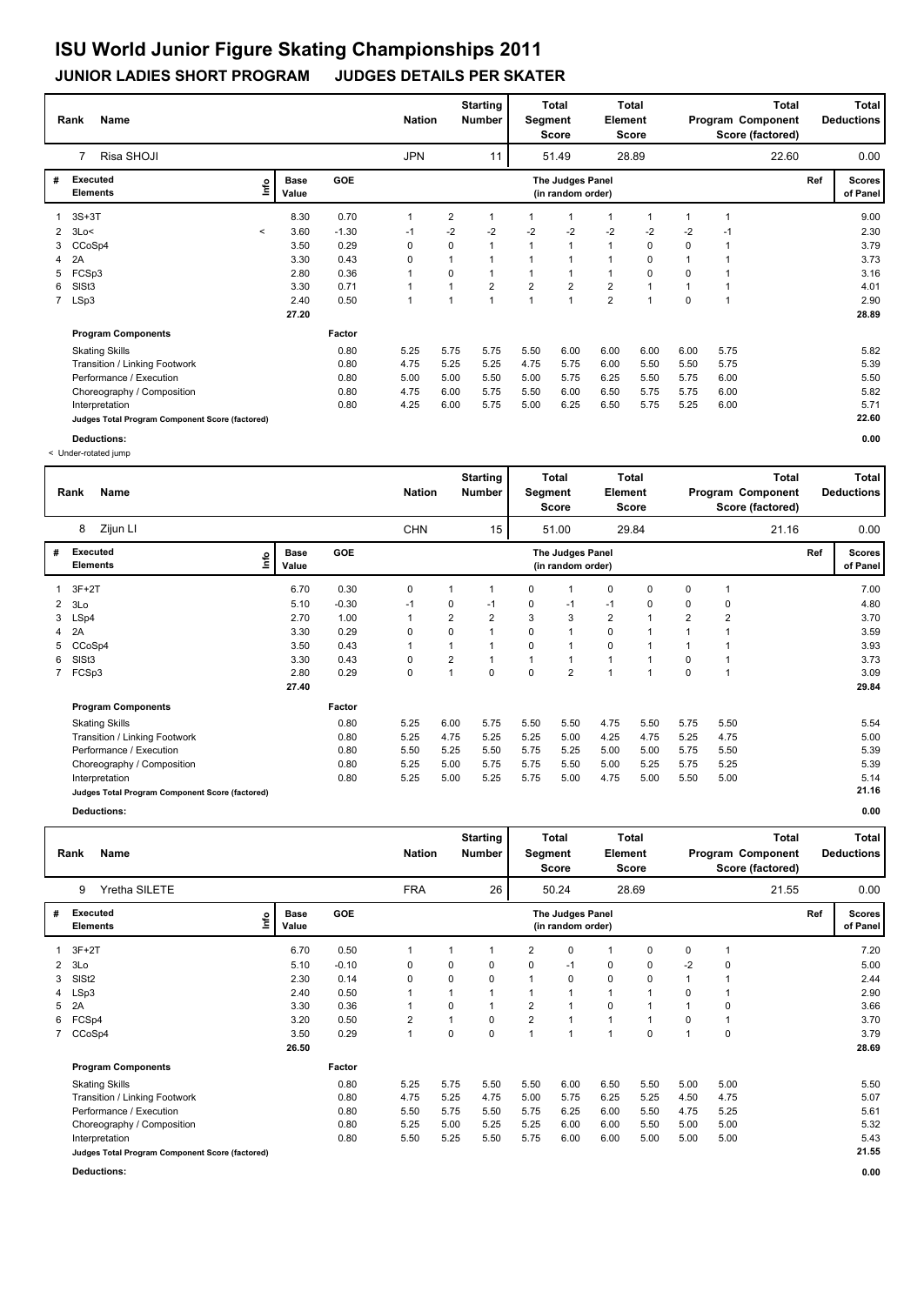# ISU World Junior Figure Skating Championships 2011

## JUNIOR LADIES SHORT PROGRAM JUDGES DETAILS PER SKATER

| Rank | Name | Nation | Starting Number | Total Segment Score | Total Element Score | Total Program Component Score (factored) | Total Deductions |
|---|---|---|---|---|---|---|---|
| 7 | Risa SHOJI | JPN | 11 | 51.49 | 28.89 | 22.60 | 0.00 |

| # | Executed Elements | Info | Base Value | GOE | J1 | J2 | J3 | J4 | J5 | J6 | J7 | J8 | J9 | Ref | Scores of Panel |
|---|---|---|---|---|---|---|---|---|---|---|---|---|---|---|---|
| 1 | 3S+3T | | 8.30 | 0.70 | 1 | 2 | 1 | 1 | 1 | 1 | 1 | 1 | 1 | | 9.00 |
| 2 | 3Lo< | < | 3.60 | -1.30 | -1 | -2 | -2 | -2 | -2 | -2 | -2 | -2 | -1 | | 2.30 |
| 3 | CCoSp4 | | 3.50 | 0.29 | 0 | 0 | 1 | 1 | 1 | 1 | 0 | 0 | 1 | | 3.79 |
| 4 | 2A | | 3.30 | 0.43 | 0 | 1 | 1 | 1 | 1 | 1 | 0 | 1 | 1 | | 3.73 |
| 5 | FCSp3 | | 2.80 | 0.36 | 1 | 0 | 1 | 1 | 1 | 1 | 0 | 0 | 1 | | 3.16 |
| 6 | SlSt3 | | 3.30 | 0.71 | 1 | 1 | 2 | 2 | 2 | 2 | 1 | 1 | 1 | | 4.01 |
| 7 | LSp3 | | 2.40 | 0.50 | 1 | 1 | 1 | 1 | 1 | 2 | 1 | 0 | 1 | | 2.90 |
| | | | 27.20 | | | | | | | | | | | | 28.89 |

| Program Components | Factor | J1 | J2 | J3 | J4 | J5 | J6 | J7 | J8 | J9 | Scores of Panel |
|---|---|---|---|---|---|---|---|---|---|---|---|
| Skating Skills | 0.80 | 5.25 | 5.75 | 5.75 | 5.50 | 6.00 | 6.00 | 6.00 | 6.00 | 5.75 | 5.82 |
| Transition / Linking Footwork | 0.80 | 4.75 | 5.25 | 5.25 | 4.75 | 5.75 | 6.00 | 5.50 | 5.50 | 5.75 | 5.39 |
| Performance / Execution | 0.80 | 5.00 | 5.00 | 5.50 | 5.00 | 5.75 | 6.25 | 5.50 | 5.75 | 6.00 | 5.50 |
| Choreography / Composition | 0.80 | 4.75 | 6.00 | 5.75 | 5.50 | 6.00 | 6.50 | 5.75 | 5.75 | 6.00 | 5.82 |
| Interpretation | 0.80 | 4.25 | 6.00 | 5.75 | 5.00 | 6.25 | 6.50 | 5.75 | 5.25 | 6.00 | 5.71 |
| Judges Total Program Component Score (factored) | | | | | | | | | | | 22.60 |

**Deductions:** 0.00

< Under-rotated jump

| Rank | Name | Nation | Starting Number | Total Segment Score | Total Element Score | Total Program Component Score (factored) | Total Deductions |
|---|---|---|---|---|---|---|---|
| 8 | Zijun LI | CHN | 15 | 51.00 | 29.84 | 21.16 | 0.00 |

| # | Executed Elements | Info | Base Value | GOE | J1 | J2 | J3 | J4 | J5 | J6 | J7 | J8 | J9 | Ref | Scores of Panel |
|---|---|---|---|---|---|---|---|---|---|---|---|---|---|---|---|
| 1 | 3F+2T | | 6.70 | 0.30 | 0 | 1 | 1 | 0 | 1 | 0 | 0 | 0 | 1 | | 7.00 |
| 2 | 3Lo | | 5.10 | -0.30 | -1 | 0 | -1 | 0 | -1 | -1 | 0 | 0 | 0 | | 4.80 |
| 3 | LSp4 | | 2.70 | 1.00 | 1 | 2 | 2 | 3 | 3 | 2 | 1 | 2 | 2 | | 3.70 |
| 4 | 2A | | 3.30 | 0.29 | 0 | 0 | 1 | 0 | 1 | 0 | 1 | 1 | 1 | | 3.59 |
| 5 | CCoSp4 | | 3.50 | 0.43 | 1 | 1 | 1 | 0 | 1 | 0 | 1 | 1 | 1 | | 3.93 |
| 6 | SlSt3 | | 3.30 | 0.43 | 0 | 2 | 1 | 1 | 1 | 1 | 1 | 0 | 1 | | 3.73 |
| 7 | FCSp3 | | 2.80 | 0.29 | 0 | 1 | 0 | 0 | 2 | 1 | 1 | 0 | 1 | | 3.09 |
| | | | 27.40 | | | | | | | | | | | | 29.84 |

| Program Components | Factor | J1 | J2 | J3 | J4 | J5 | J6 | J7 | J8 | J9 | Scores of Panel |
|---|---|---|---|---|---|---|---|---|---|---|---|
| Skating Skills | 0.80 | 5.25 | 6.00 | 5.75 | 5.50 | 5.50 | 4.75 | 5.50 | 5.75 | 5.50 | 5.54 |
| Transition / Linking Footwork | 0.80 | 5.25 | 4.75 | 5.25 | 5.25 | 5.00 | 4.25 | 4.75 | 5.25 | 4.75 | 5.00 |
| Performance / Execution | 0.80 | 5.50 | 5.25 | 5.50 | 5.75 | 5.25 | 5.00 | 5.00 | 5.75 | 5.50 | 5.39 |
| Choreography / Composition | 0.80 | 5.25 | 5.00 | 5.75 | 5.75 | 5.50 | 5.00 | 5.25 | 5.75 | 5.25 | 5.39 |
| Interpretation | 0.80 | 5.25 | 5.00 | 5.25 | 5.75 | 5.00 | 4.75 | 5.00 | 5.50 | 5.00 | 5.14 |
| Judges Total Program Component Score (factored) | | | | | | | | | | | 21.16 |

**Deductions:** 0.00

| Rank | Name | Nation | Starting Number | Total Segment Score | Total Element Score | Total Program Component Score (factored) | Total Deductions |
|---|---|---|---|---|---|---|---|
| 9 | Yretha SILETE | FRA | 26 | 50.24 | 28.69 | 21.55 | 0.00 |

| # | Executed Elements | Info | Base Value | GOE | J1 | J2 | J3 | J4 | J5 | J6 | J7 | J8 | J9 | Ref | Scores of Panel |
|---|---|---|---|---|---|---|---|---|---|---|---|---|---|---|---|
| 1 | 3F+2T | | 6.70 | 0.50 | 1 | 1 | 1 | 2 | 0 | 1 | 0 | 0 | 1 | | 7.20 |
| 2 | 3Lo | | 5.10 | -0.10 | 0 | 0 | 0 | 0 | -1 | 0 | 0 | -2 | 0 | | 5.00 |
| 3 | SlSt2 | | 2.30 | 0.14 | 0 | 0 | 0 | 1 | 0 | 0 | 0 | 1 | 1 | | 2.44 |
| 4 | LSp3 | | 2.40 | 0.50 | 1 | 1 | 1 | 1 | 1 | 1 | 1 | 0 | 1 | | 2.90 |
| 5 | 2A | | 3.30 | 0.36 | 1 | 0 | 1 | 2 | 1 | 0 | 1 | 1 | 0 | | 3.66 |
| 6 | FCSp4 | | 3.20 | 0.50 | 2 | 1 | 0 | 2 | 1 | 1 | 1 | 0 | 1 | | 3.70 |
| 7 | CCoSp4 | | 3.50 | 0.29 | 1 | 0 | 0 | 1 | 1 | 1 | 0 | 1 | 0 | | 3.79 |
| | | | 26.50 | | | | | | | | | | | | 28.69 |

| Program Components | Factor | J1 | J2 | J3 | J4 | J5 | J6 | J7 | J8 | J9 | Scores of Panel |
|---|---|---|---|---|---|---|---|---|---|---|---|
| Skating Skills | 0.80 | 5.25 | 5.75 | 5.50 | 5.50 | 6.00 | 6.50 | 5.50 | 5.00 | 5.00 | 5.50 |
| Transition / Linking Footwork | 0.80 | 4.75 | 5.25 | 4.75 | 5.00 | 5.75 | 6.25 | 5.25 | 4.50 | 4.75 | 5.07 |
| Performance / Execution | 0.80 | 5.50 | 5.75 | 5.50 | 5.75 | 6.25 | 6.00 | 5.50 | 4.75 | 5.25 | 5.61 |
| Choreography / Composition | 0.80 | 5.25 | 5.00 | 5.25 | 5.25 | 6.00 | 6.00 | 5.50 | 5.00 | 5.00 | 5.32 |
| Interpretation | 0.80 | 5.50 | 5.25 | 5.50 | 5.75 | 6.00 | 6.00 | 5.00 | 5.00 | 5.00 | 5.43 |
| Judges Total Program Component Score (factored) | | | | | | | | | | | 21.55 |

**Deductions:** 0.00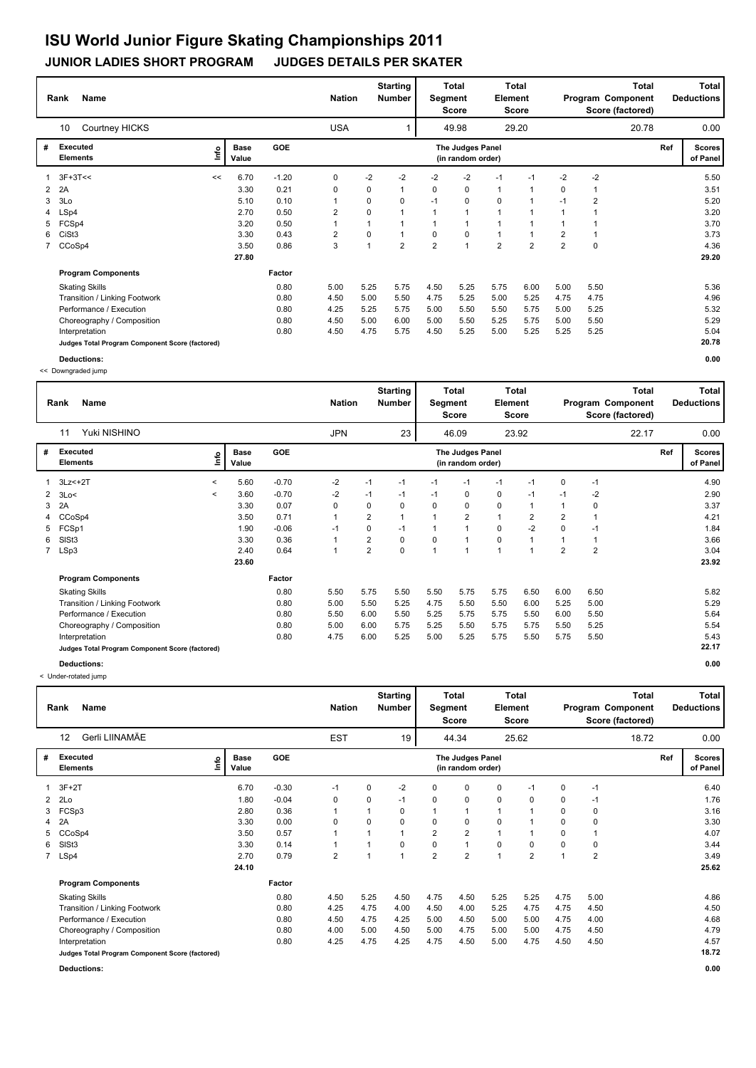# ISU World Junior Figure Skating Championships 2011

## JUNIOR LADIES SHORT PROGRAM JUDGES DETAILS PER SKATER

| Rank | Name | Nation | Starting Number | Total Segment Score | Total Element Score | Total Program Component Score (factored) | Total Deductions |
|---|---|---|---|---|---|---|---|
| 10 | Courtney HICKS | USA | 1 | 49.98 | 29.20 | 20.78 | 0.00 |

| # | Executed Elements | Info | Base Value | GOE | J1 | J2 | J3 | J4 | J5 | J6 | J7 | J8 | J9 | Ref | Scores of Panel |
|---|---|---|---|---|---|---|---|---|---|---|---|---|---|---|---|
| 1 | 3F+3T<< | << | 6.70 | -1.20 | 0 | -2 | -2 | -2 | -2 | -1 | -1 | -2 | -2 | | 5.50 |
| 2 | 2A | | 3.30 | 0.21 | 0 | 0 | 1 | 0 | 0 | 1 | 1 | 0 | 1 | | 3.51 |
| 3 | 3Lo | | 5.10 | 0.10 | 1 | 0 | 0 | -1 | 0 | 0 | 1 | -1 | 2 | | 5.20 |
| 4 | LSp4 | | 2.70 | 0.50 | 2 | 0 | 1 | 1 | 1 | 1 | 1 | 1 | 1 | | 3.20 |
| 5 | FCSp4 | | 3.20 | 0.50 | 1 | 1 | 1 | 1 | 1 | 1 | 1 | 1 | 1 | | 3.70 |
| 6 | CiSt3 | | 3.30 | 0.43 | 2 | 0 | 1 | 0 | 0 | 1 | 1 | 2 | 1 | | 3.73 |
| 7 | CCoSp4 | | 3.50 | 0.86 | 3 | 1 | 2 | 2 | 1 | 2 | 2 | 2 | 0 | | 4.36 |
| | | | 27.80 | | | | | | | | | | | | 29.20 |

| Program Components | Factor | J1 | J2 | J3 | J4 | J5 | J6 | J7 | J8 | J9 | Scores of Panel |
|---|---|---|---|---|---|---|---|---|---|---|---|
| Skating Skills | 0.80 | 5.00 | 5.25 | 5.75 | 4.50 | 5.25 | 5.75 | 6.00 | 5.00 | 5.50 | 5.36 |
| Transition / Linking Footwork | 0.80 | 4.50 | 5.00 | 5.50 | 4.75 | 5.25 | 5.00 | 5.25 | 4.75 | 4.75 | 4.96 |
| Performance / Execution | 0.80 | 4.25 | 5.25 | 5.75 | 5.00 | 5.50 | 5.50 | 5.75 | 5.00 | 5.25 | 5.32 |
| Choreography / Composition | 0.80 | 4.50 | 5.00 | 6.00 | 5.00 | 5.50 | 5.25 | 5.75 | 5.00 | 5.50 | 5.29 |
| Interpretation | 0.80 | 4.50 | 4.75 | 5.75 | 4.50 | 5.25 | 5.00 | 5.25 | 5.25 | 5.25 | 5.04 |
| Judges Total Program Component Score (factored) | | | | | | | | | | | 20.78 |

**Deductions:** 0.00

<< Downgraded jump

| Rank | Name | Nation | Starting Number | Total Segment Score | Total Element Score | Total Program Component Score (factored) | Total Deductions |
|---|---|---|---|---|---|---|---|
| 11 | Yuki NISHINO | JPN | 23 | 46.09 | 23.92 | 22.17 | 0.00 |

| # | Executed Elements | Info | Base Value | GOE | J1 | J2 | J3 | J4 | J5 | J6 | J7 | J8 | J9 | Ref | Scores of Panel |
|---|---|---|---|---|---|---|---|---|---|---|---|---|---|---|---|
| 1 | 3Lz<+2T | < | 5.60 | -0.70 | -2 | -1 | -1 | -1 | -1 | -1 | -1 | 0 | -1 | | 4.90 |
| 2 | 3Lo< | < | 3.60 | -0.70 | -2 | -1 | -1 | -1 | 0 | 0 | -1 | -1 | -2 | | 2.90 |
| 3 | 2A | | 3.30 | 0.07 | 0 | 0 | 0 | 0 | 0 | 0 | 1 | 1 | 0 | | 3.37 |
| 4 | CCoSp4 | | 3.50 | 0.71 | 1 | 2 | 1 | 1 | 2 | 1 | 2 | 2 | 1 | | 4.21 |
| 5 | FCSp1 | | 1.90 | -0.06 | -1 | 0 | -1 | 1 | 1 | 0 | -2 | 0 | -1 | | 1.84 |
| 6 | SlSt3 | | 3.30 | 0.36 | 1 | 2 | 0 | 0 | 1 | 0 | 1 | 1 | 1 | | 3.66 |
| 7 | LSp3 | | 2.40 | 0.64 | 1 | 2 | 0 | 1 | 1 | 1 | 1 | 2 | 2 | | 3.04 |
| | | | 23.60 | | | | | | | | | | | | 23.92 |

| Program Components | Factor | J1 | J2 | J3 | J4 | J5 | J6 | J7 | J8 | J9 | Scores of Panel |
|---|---|---|---|---|---|---|---|---|---|---|---|
| Skating Skills | 0.80 | 5.50 | 5.75 | 5.50 | 5.50 | 5.75 | 5.75 | 6.50 | 6.00 | 6.50 | 5.82 |
| Transition / Linking Footwork | 0.80 | 5.00 | 5.50 | 5.25 | 4.75 | 5.50 | 5.50 | 6.00 | 5.25 | 5.00 | 5.29 |
| Performance / Execution | 0.80 | 5.50 | 6.00 | 5.50 | 5.25 | 5.75 | 5.75 | 5.50 | 6.00 | 5.50 | 5.64 |
| Choreography / Composition | 0.80 | 5.00 | 6.00 | 5.75 | 5.25 | 5.50 | 5.75 | 5.75 | 5.50 | 5.25 | 5.54 |
| Interpretation | 0.80 | 4.75 | 6.00 | 5.25 | 5.00 | 5.25 | 5.75 | 5.50 | 5.75 | 5.50 | 5.43 |
| Judges Total Program Component Score (factored) | | | | | | | | | | | 22.17 |

**Deductions:** 0.00

< Under-rotated jump

| Rank | Name | Nation | Starting Number | Total Segment Score | Total Element Score | Total Program Component Score (factored) | Total Deductions |
|---|---|---|---|---|---|---|---|
| 12 | Gerli LIINAMÄE | EST | 19 | 44.34 | 25.62 | 18.72 | 0.00 |

| # | Executed Elements | Info | Base Value | GOE | J1 | J2 | J3 | J4 | J5 | J6 | J7 | J8 | J9 | Ref | Scores of Panel |
|---|---|---|---|---|---|---|---|---|---|---|---|---|---|---|---|
| 1 | 3F+2T | | 6.70 | -0.30 | -1 | 0 | -2 | 0 | 0 | 0 | -1 | 0 | -1 | | 6.40 |
| 2 | 2Lo | | 1.80 | -0.04 | 0 | 0 | -1 | 0 | 0 | 0 | 0 | 0 | -1 | | 1.76 |
| 3 | FCSp3 | | 2.80 | 0.36 | 1 | 1 | 0 | 1 | 1 | 1 | 1 | 0 | 0 | | 3.16 |
| 4 | 2A | | 3.30 | 0.00 | 0 | 0 | 0 | 0 | 0 | 0 | 1 | 0 | 0 | | 3.30 |
| 5 | CCoSp4 | | 3.50 | 0.57 | 1 | 1 | 1 | 2 | 2 | 1 | 1 | 0 | 1 | | 4.07 |
| 6 | SlSt3 | | 3.30 | 0.14 | 1 | 1 | 0 | 0 | 1 | 0 | 0 | 0 | 0 | | 3.44 |
| 7 | LSp4 | | 2.70 | 0.79 | 2 | 1 | 1 | 2 | 2 | 1 | 2 | 1 | 2 | | 3.49 |
| | | | 24.10 | | | | | | | | | | | | 25.62 |

| Program Components | Factor | J1 | J2 | J3 | J4 | J5 | J6 | J7 | J8 | J9 | Scores of Panel |
|---|---|---|---|---|---|---|---|---|---|---|---|
| Skating Skills | 0.80 | 4.50 | 5.25 | 4.50 | 4.75 | 4.50 | 5.25 | 5.25 | 4.75 | 5.00 | 4.86 |
| Transition / Linking Footwork | 0.80 | 4.25 | 4.75 | 4.00 | 4.50 | 4.00 | 5.25 | 4.75 | 4.75 | 4.50 | 4.50 |
| Performance / Execution | 0.80 | 4.50 | 4.75 | 4.25 | 5.00 | 4.50 | 5.00 | 5.00 | 4.75 | 4.00 | 4.68 |
| Choreography / Composition | 0.80 | 4.00 | 5.00 | 4.50 | 5.00 | 4.75 | 5.00 | 5.00 | 4.75 | 4.50 | 4.79 |
| Interpretation | 0.80 | 4.25 | 4.75 | 4.25 | 4.75 | 4.50 | 5.00 | 4.75 | 4.50 | 4.50 | 4.57 |
| Judges Total Program Component Score (factored) | | | | | | | | | | | 18.72 |

**Deductions:** 0.00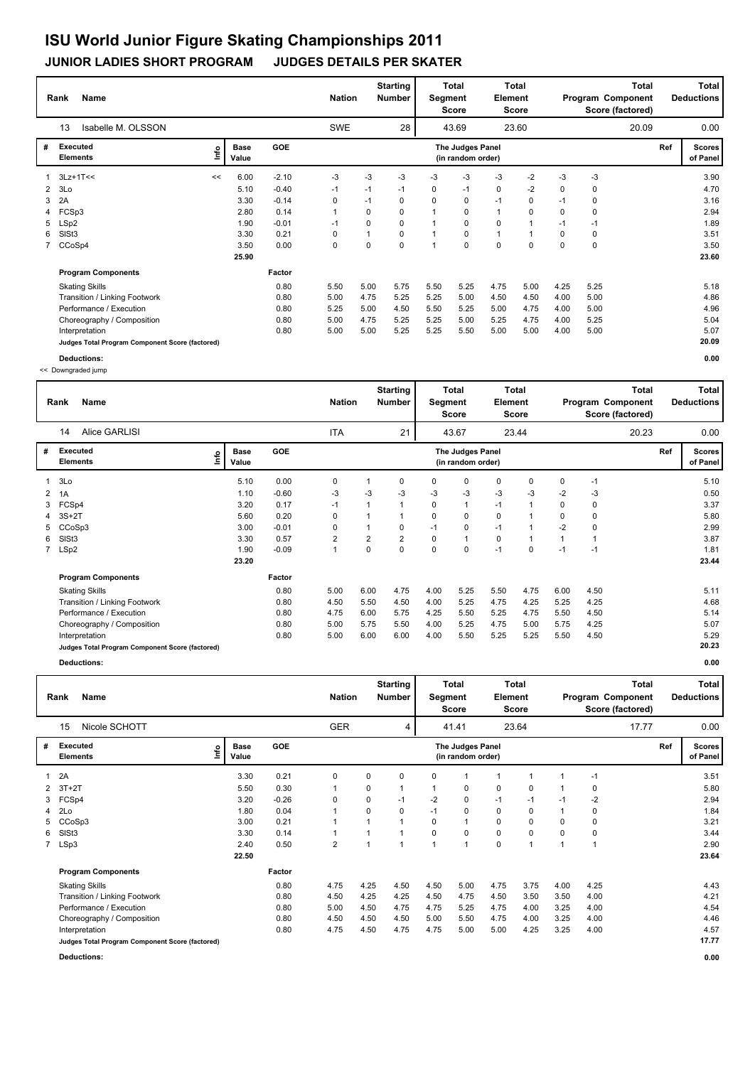# ISU World Junior Figure Skating Championships 2011

## JUNIOR LADIES SHORT PROGRAM JUDGES DETAILS PER SKATER

| Rank | Name | Nation | Starting Number | Total Segment Score | Total Element Score | Total Program Component Score (factored) | Total Deductions |
|---|---|---|---|---|---|---|---|
| 13 | Isabelle M. OLSSON | SWE | 28 | 43.69 | 23.60 | 20.09 | 0.00 |

| # | Executed Elements | Info | Base Value | GOE | The Judges Panel (in random order) | | | | | | | | | Ref | Scores of Panel |
|---|---|---|---|---|---|---|---|---|---|---|---|---|---|---|---|
| 1 | 3Lz+1T<< | << | 6.00 | -2.10 | -3 | -3 | -3 | -3 | -3 | -3 | -2 | -3 | -3 | | 3.90 |
| 2 | 3Lo | | 5.10 | -0.40 | -1 | -1 | -1 | 0 | -1 | 0 | -2 | 0 | 0 | | 4.70 |
| 3 | 2A | | 3.30 | -0.14 | 0 | -1 | 0 | 0 | 0 | -1 | 0 | -1 | 0 | | 3.16 |
| 4 | FCSp3 | | 2.80 | 0.14 | 1 | 0 | 0 | 1 | 0 | 1 | 0 | 0 | 0 | | 2.94 |
| 5 | LSp2 | | 1.90 | -0.01 | -1 | 0 | 0 | 1 | 0 | 0 | 1 | -1 | -1 | | 1.89 |
| 6 | SlSt3 | | 3.30 | 0.21 | 0 | 1 | 0 | 1 | 0 | 1 | 1 | 0 | 0 | | 3.51 |
| 7 | CCoSp4 | | 3.50 | 0.00 | 0 | 0 | 0 | 1 | 0 | 0 | 0 | 0 | 0 | | 3.50 |
| | | | 25.90 | | | | | | | | | | | | 23.60 |
| | **Program Components** | | | Factor | | | | | | | | | | | |
| | Skating Skills | | | 0.80 | 5.50 | 5.00 | 5.75 | 5.50 | 5.25 | 4.75 | 5.00 | 4.25 | 5.25 | | 5.18 |
| | Transition / Linking Footwork | | | 0.80 | 5.00 | 4.75 | 5.25 | 5.25 | 5.00 | 4.50 | 4.50 | 4.00 | 5.00 | | 4.86 |
| | Performance / Execution | | | 0.80 | 5.25 | 5.00 | 4.50 | 5.50 | 5.25 | 5.00 | 4.75 | 4.00 | 5.00 | | 4.96 |
| | Choreography / Composition | | | 0.80 | 5.00 | 4.75 | 5.25 | 5.25 | 5.00 | 5.25 | 4.75 | 4.00 | 5.25 | | 5.04 |
| | Interpretation | | | 0.80 | 5.00 | 5.00 | 5.25 | 5.25 | 5.50 | 5.00 | 5.00 | 4.00 | 5.00 | | 5.07 |
| | Judges Total Program Component Score (factored) | | | | | | | | | | | | | | 20.09 |
| | **Deductions:** | | | | | | | | | | | | | | 0.00 |

<< Downgraded jump

| Rank | Name | Nation | Starting Number | Total Segment Score | Total Element Score | Total Program Component Score (factored) | Total Deductions |
|---|---|---|---|---|---|---|---|
| 14 | Alice GARLISI | ITA | 21 | 43.67 | 23.44 | 20.23 | 0.00 |

| # | Executed Elements | Info | Base Value | GOE | The Judges Panel (in random order) | | | | | | | | | Ref | Scores of Panel |
|---|---|---|---|---|---|---|---|---|---|---|---|---|---|---|---|
| 1 | 3Lo | | 5.10 | 0.00 | 0 | 1 | 0 | 0 | 0 | 0 | 0 | 0 | -1 | | 5.10 |
| 2 | 1A | | 1.10 | -0.60 | -3 | -3 | -3 | -3 | -3 | -3 | -3 | -2 | -3 | | 0.50 |
| 3 | FCSp4 | | 3.20 | 0.17 | -1 | 1 | 1 | 0 | 1 | -1 | 1 | 0 | 0 | | 3.37 |
| 4 | 3S+2T | | 5.60 | 0.20 | 0 | 1 | 1 | 0 | 0 | 0 | 1 | 0 | 0 | | 5.80 |
| 5 | CCoSp3 | | 3.00 | -0.01 | 0 | 1 | 0 | -1 | 0 | -1 | 1 | -2 | 0 | | 2.99 |
| 6 | SlSt3 | | 3.30 | 0.57 | 2 | 2 | 2 | 0 | 1 | 0 | 1 | 1 | 1 | | 3.87 |
| 7 | LSp2 | | 1.90 | -0.09 | 1 | 0 | 0 | 0 | 0 | -1 | 0 | -1 | -1 | | 1.81 |
| | | | 23.20 | | | | | | | | | | | | 23.44 |
| | **Program Components** | | | Factor | | | | | | | | | | | |
| | Skating Skills | | | 0.80 | 5.00 | 6.00 | 4.75 | 4.00 | 5.25 | 5.50 | 4.75 | 6.00 | 4.50 | | 5.11 |
| | Transition / Linking Footwork | | | 0.80 | 4.50 | 5.50 | 4.50 | 4.00 | 5.25 | 4.75 | 4.25 | 5.25 | 4.25 | | 4.68 |
| | Performance / Execution | | | 0.80 | 4.75 | 6.00 | 5.75 | 4.25 | 5.50 | 5.25 | 4.75 | 5.50 | 4.50 | | 5.14 |
| | Choreography / Composition | | | 0.80 | 5.00 | 5.75 | 5.50 | 4.00 | 5.25 | 4.75 | 5.00 | 5.75 | 4.25 | | 5.07 |
| | Interpretation | | | 0.80 | 5.00 | 6.00 | 6.00 | 4.00 | 5.50 | 5.25 | 5.25 | 5.50 | 4.50 | | 5.29 |
| | Judges Total Program Component Score (factored) | | | | | | | | | | | | | | 20.23 |
| | **Deductions:** | | | | | | | | | | | | | | 0.00 |

| Rank | Name | Nation | Starting Number | Total Segment Score | Total Element Score | Total Program Component Score (factored) | Total Deductions |
|---|---|---|---|---|---|---|---|
| 15 | Nicole SCHOTT | GER | 4 | 41.41 | 23.64 | 17.77 | 0.00 |

| # | Executed Elements | Info | Base Value | GOE | The Judges Panel (in random order) | | | | | | | | | Ref | Scores of Panel |
|---|---|---|---|---|---|---|---|---|---|---|---|---|---|---|---|
| 1 | 2A | | 3.30 | 0.21 | 0 | 0 | 0 | 0 | 1 | 1 | 1 | 1 | -1 | | 3.51 |
| 2 | 3T+2T | | 5.50 | 0.30 | 1 | 0 | 1 | 1 | 0 | 0 | 0 | 1 | 0 | | 5.80 |
| 3 | FCSp4 | | 3.20 | -0.26 | 0 | 0 | -1 | -2 | 0 | -1 | -1 | -1 | -2 | | 2.94 |
| 4 | 2Lo | | 1.80 | 0.04 | 1 | 0 | 0 | -1 | 0 | 0 | 0 | 1 | 0 | | 1.84 |
| 5 | CCoSp3 | | 3.00 | 0.21 | 1 | 1 | 1 | 0 | 1 | 0 | 0 | 0 | 0 | | 3.21 |
| 6 | SlSt3 | | 3.30 | 0.14 | 1 | 1 | 1 | 0 | 0 | 0 | 0 | 0 | 0 | | 3.44 |
| 7 | LSp3 | | 2.40 | 0.50 | 2 | 1 | 1 | 1 | 1 | 0 | 1 | 1 | 1 | | 2.90 |
| | | | 22.50 | | | | | | | | | | | | 23.64 |
| | **Program Components** | | | Factor | | | | | | | | | | | |
| | Skating Skills | | | 0.80 | 4.75 | 4.25 | 4.50 | 4.50 | 5.00 | 4.75 | 3.75 | 4.00 | 4.25 | | 4.43 |
| | Transition / Linking Footwork | | | 0.80 | 4.50 | 4.25 | 4.25 | 4.50 | 4.75 | 4.50 | 3.50 | 3.50 | 4.00 | | 4.21 |
| | Performance / Execution | | | 0.80 | 5.00 | 4.50 | 4.75 | 4.75 | 5.25 | 4.75 | 4.00 | 3.25 | 4.00 | | 4.54 |
| | Choreography / Composition | | | 0.80 | 4.50 | 4.50 | 4.50 | 5.00 | 5.50 | 4.75 | 4.00 | 3.25 | 4.00 | | 4.46 |
| | Interpretation | | | 0.80 | 4.75 | 4.50 | 4.75 | 4.75 | 5.00 | 5.00 | 4.25 | 3.25 | 4.00 | | 4.57 |
| | Judges Total Program Component Score (factored) | | | | | | | | | | | | | | 17.77 |
| | **Deductions:** | | | | | | | | | | | | | | 0.00 |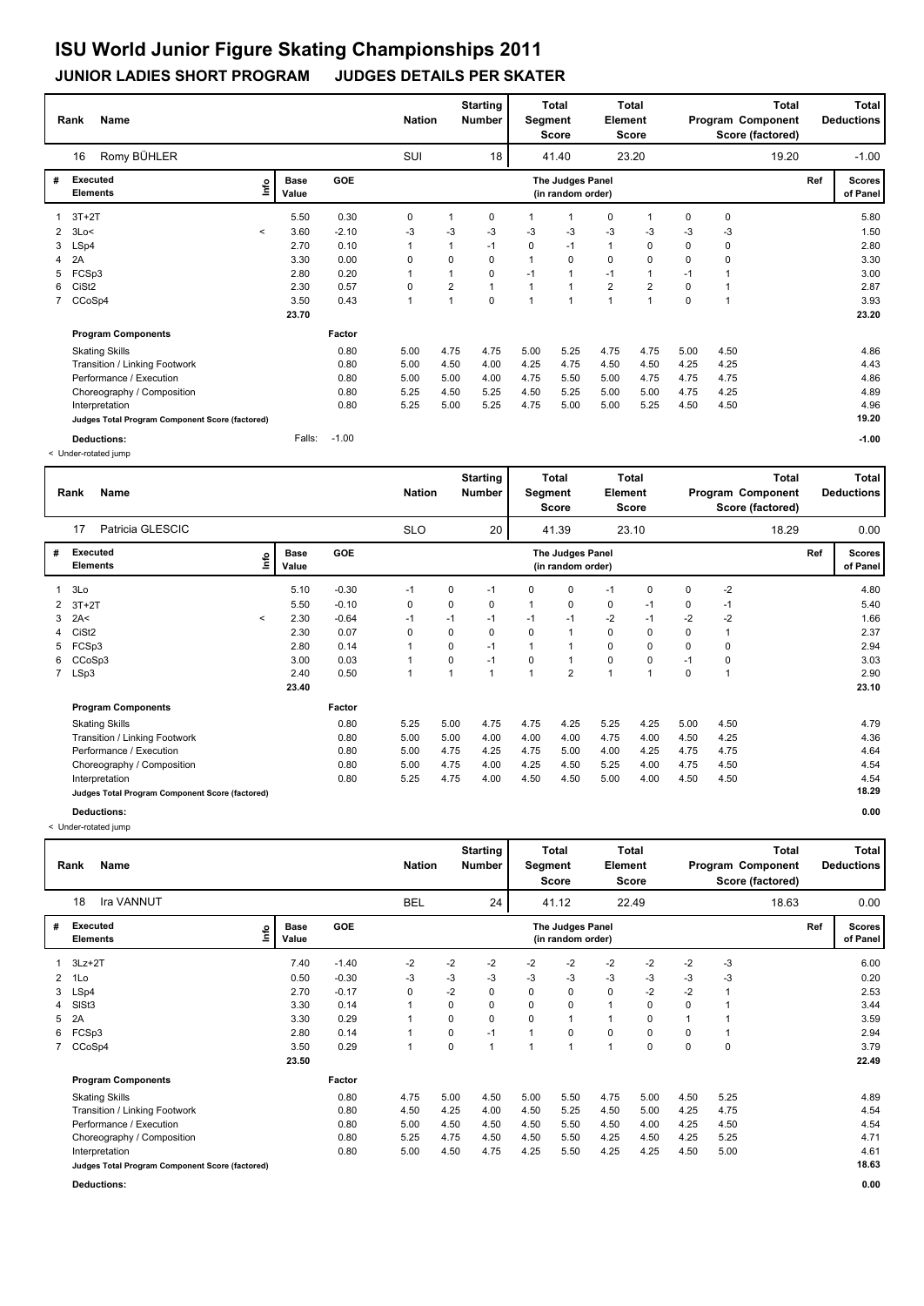# ISU World Junior Figure Skating Championships 2011

## JUNIOR LADIES SHORT PROGRAM JUDGES DETAILS PER SKATER

| Rank | Name | Nation | Starting Number | Total Segment Score | Total Element Score | Total Program Component Score (factored) | Total Deductions |
|---|---|---|---|---|---|---|---|
| 16 | Romy BÜHLER | SUI | 18 | 41.40 | 23.20 | 19.20 | -1.00 |

| # | Executed Elements | Info | Base Value | GOE | J1 | J2 | J3 | J4 | J5 | J6 | J7 | J8 | J9 | Ref | Scores of Panel |
|---|---|---|---|---|---|---|---|---|---|---|---|---|---|---|---|
| 1 | 3T+2T | | 5.50 | 0.30 | 0 | 1 | 0 | 1 | 1 | 0 | 1 | 0 | 0 | | 5.80 |
| 2 | 3Lo< | < | 3.60 | -2.10 | -3 | -3 | -3 | -3 | -3 | -3 | -3 | -3 | -3 | | 1.50 |
| 3 | LSp4 | | 2.70 | 0.10 | 1 | 1 | -1 | 0 | -1 | 1 | 0 | 0 | 0 | | 2.80 |
| 4 | 2A | | 3.30 | 0.00 | 0 | 0 | 0 | 1 | 0 | 0 | 0 | 0 | 0 | | 3.30 |
| 5 | FCSp3 | | 2.80 | 0.20 | 1 | 1 | 0 | -1 | 1 | -1 | 1 | -1 | 1 | | 3.00 |
| 6 | CiSt2 | | 2.30 | 0.57 | 0 | 2 | 1 | 1 | 1 | 2 | 2 | 0 | 1 | | 2.87 |
| 7 | CCoSp4 | | 3.50 | 0.43 | 1 | 1 | 0 | 1 | 1 | 1 | 1 | 0 | 1 | | 3.93 |
| | | | 23.70 | | | | | | | | | | | | 23.20 |
| | **Program Components** | | | Factor | | | | | | | | | | | |
| | Skating Skills | | | 0.80 | 5.00 | 4.75 | 4.75 | 5.00 | 5.25 | 4.75 | 4.75 | 5.00 | 4.50 | | 4.86 |
| | Transition / Linking Footwork | | | 0.80 | 5.00 | 4.50 | 4.00 | 4.25 | 4.75 | 4.50 | 4.50 | 4.25 | 4.25 | | 4.43 |
| | Performance / Execution | | | 0.80 | 5.00 | 5.00 | 4.00 | 4.75 | 5.50 | 5.00 | 4.75 | 4.75 | 4.75 | | 4.86 |
| | Choreography / Composition | | | 0.80 | 5.25 | 4.50 | 5.25 | 4.50 | 5.25 | 5.00 | 5.00 | 4.75 | 4.25 | | 4.89 |
| | Interpretation | | | 0.80 | 5.25 | 5.00 | 5.25 | 4.75 | 5.00 | 5.00 | 5.25 | 4.50 | 4.50 | | 4.96 |
| | Judges Total Program Component Score (factored) | | | | | | | | | | | | | | 19.20 |
| | **Deductions:** | | Falls: | -1.00 | | | | | | | | | | | -1.00 |

< Under-rotated jump

| Rank | Name | Nation | Starting Number | Total Segment Score | Total Element Score | Total Program Component Score (factored) | Total Deductions |
|---|---|---|---|---|---|---|---|
| 17 | Patricia GLESCIC | SLO | 20 | 41.39 | 23.10 | 18.29 | 0.00 |

| # | Executed Elements | Info | Base Value | GOE | J1 | J2 | J3 | J4 | J5 | J6 | J7 | J8 | J9 | Ref | Scores of Panel |
|---|---|---|---|---|---|---|---|---|---|---|---|---|---|---|---|
| 1 | 3Lo | | 5.10 | -0.30 | -1 | 0 | -1 | 0 | 0 | -1 | 0 | 0 | -2 | | 4.80 |
| 2 | 3T+2T | | 5.50 | -0.10 | 0 | 0 | 0 | 1 | 0 | 0 | -1 | 0 | -1 | | 5.40 |
| 3 | 2A< | < | 2.30 | -0.64 | -1 | -1 | -1 | -1 | -1 | -2 | -1 | -2 | -2 | | 1.66 |
| 4 | CiSt2 | | 2.30 | 0.07 | 0 | 0 | 0 | 0 | 1 | 0 | 0 | 0 | 1 | | 2.37 |
| 5 | FCSp3 | | 2.80 | 0.14 | 1 | 0 | -1 | 1 | 1 | 0 | 0 | 0 | 0 | | 2.94 |
| 6 | CCoSp3 | | 3.00 | 0.03 | 1 | 0 | -1 | 0 | 1 | 0 | 0 | -1 | 0 | | 3.03 |
| 7 | LSp3 | | 2.40 | 0.50 | 1 | 1 | 1 | 1 | 2 | 1 | 1 | 0 | 1 | | 2.90 |
| | | | 23.40 | | | | | | | | | | | | 23.10 |
| | **Program Components** | | | Factor | | | | | | | | | | | |
| | Skating Skills | | | 0.80 | 5.25 | 5.00 | 4.75 | 4.75 | 4.25 | 5.25 | 4.25 | 5.00 | 4.50 | | 4.79 |
| | Transition / Linking Footwork | | | 0.80 | 5.00 | 5.00 | 4.00 | 4.00 | 4.00 | 4.75 | 4.00 | 4.50 | 4.25 | | 4.36 |
| | Performance / Execution | | | 0.80 | 5.00 | 4.75 | 4.25 | 4.75 | 5.00 | 4.00 | 4.25 | 4.75 | 4.75 | | 4.64 |
| | Choreography / Composition | | | 0.80 | 5.00 | 4.75 | 4.00 | 4.25 | 4.50 | 5.25 | 4.00 | 4.75 | 4.50 | | 4.54 |
| | Interpretation | | | 0.80 | 5.25 | 4.75 | 4.00 | 4.50 | 4.50 | 5.00 | 4.00 | 4.50 | 4.50 | | 4.54 |
| | Judges Total Program Component Score (factored) | | | | | | | | | | | | | | 18.29 |
| | **Deductions:** | | | | | | | | | | | | | | 0.00 |

< Under-rotated jump

| Rank | Name | Nation | Starting Number | Total Segment Score | Total Element Score | Total Program Component Score (factored) | Total Deductions |
|---|---|---|---|---|---|---|---|
| 18 | Ira VANNUT | BEL | 24 | 41.12 | 22.49 | 18.63 | 0.00 |

| # | Executed Elements | Info | Base Value | GOE | J1 | J2 | J3 | J4 | J5 | J6 | J7 | J8 | J9 | Ref | Scores of Panel |
|---|---|---|---|---|---|---|---|---|---|---|---|---|---|---|---|
| 1 | 3Lz+2T | | 7.40 | -1.40 | -2 | -2 | -2 | -2 | -2 | -2 | -2 | -2 | -3 | | 6.00 |
| 2 | 1Lo | | 0.50 | -0.30 | -3 | -3 | -3 | -3 | -3 | -3 | -3 | -3 | -3 | | 0.20 |
| 3 | LSp4 | | 2.70 | -0.17 | 0 | -2 | 0 | 0 | 0 | 0 | -2 | -2 | 1 | | 2.53 |
| 4 | SlSt3 | | 3.30 | 0.14 | 1 | 0 | 0 | 0 | 0 | 1 | 0 | 0 | 1 | | 3.44 |
| 5 | 2A | | 3.30 | 0.29 | 1 | 0 | 0 | 0 | 1 | 1 | 0 | 1 | 1 | | 3.59 |
| 6 | FCSp3 | | 2.80 | 0.14 | 1 | 0 | -1 | 1 | 0 | 0 | 0 | 0 | 1 | | 2.94 |
| 7 | CCoSp4 | | 3.50 | 0.29 | 1 | 0 | 1 | 1 | 1 | 1 | 0 | 0 | 0 | | 3.79 |
| | | | 23.50 | | | | | | | | | | | | 22.49 |
| | **Program Components** | | | Factor | | | | | | | | | | | |
| | Skating Skills | | | 0.80 | 4.75 | 5.00 | 4.50 | 5.00 | 5.50 | 4.75 | 5.00 | 4.50 | 5.25 | | 4.89 |
| | Transition / Linking Footwork | | | 0.80 | 4.50 | 4.25 | 4.00 | 4.50 | 5.25 | 4.50 | 5.00 | 4.25 | 4.75 | | 4.54 |
| | Performance / Execution | | | 0.80 | 5.00 | 4.50 | 4.50 | 4.50 | 5.50 | 4.50 | 4.00 | 4.25 | 4.50 | | 4.54 |
| | Choreography / Composition | | | 0.80 | 5.25 | 4.75 | 4.50 | 4.50 | 5.50 | 4.25 | 4.50 | 4.25 | 5.25 | | 4.71 |
| | Interpretation | | | 0.80 | 5.00 | 4.50 | 4.75 | 4.25 | 5.50 | 4.25 | 4.25 | 4.50 | 5.00 | | 4.61 |
| | Judges Total Program Component Score (factored) | | | | | | | | | | | | | | 18.63 |
| | **Deductions:** | | | | | | | | | | | | | | 0.00 |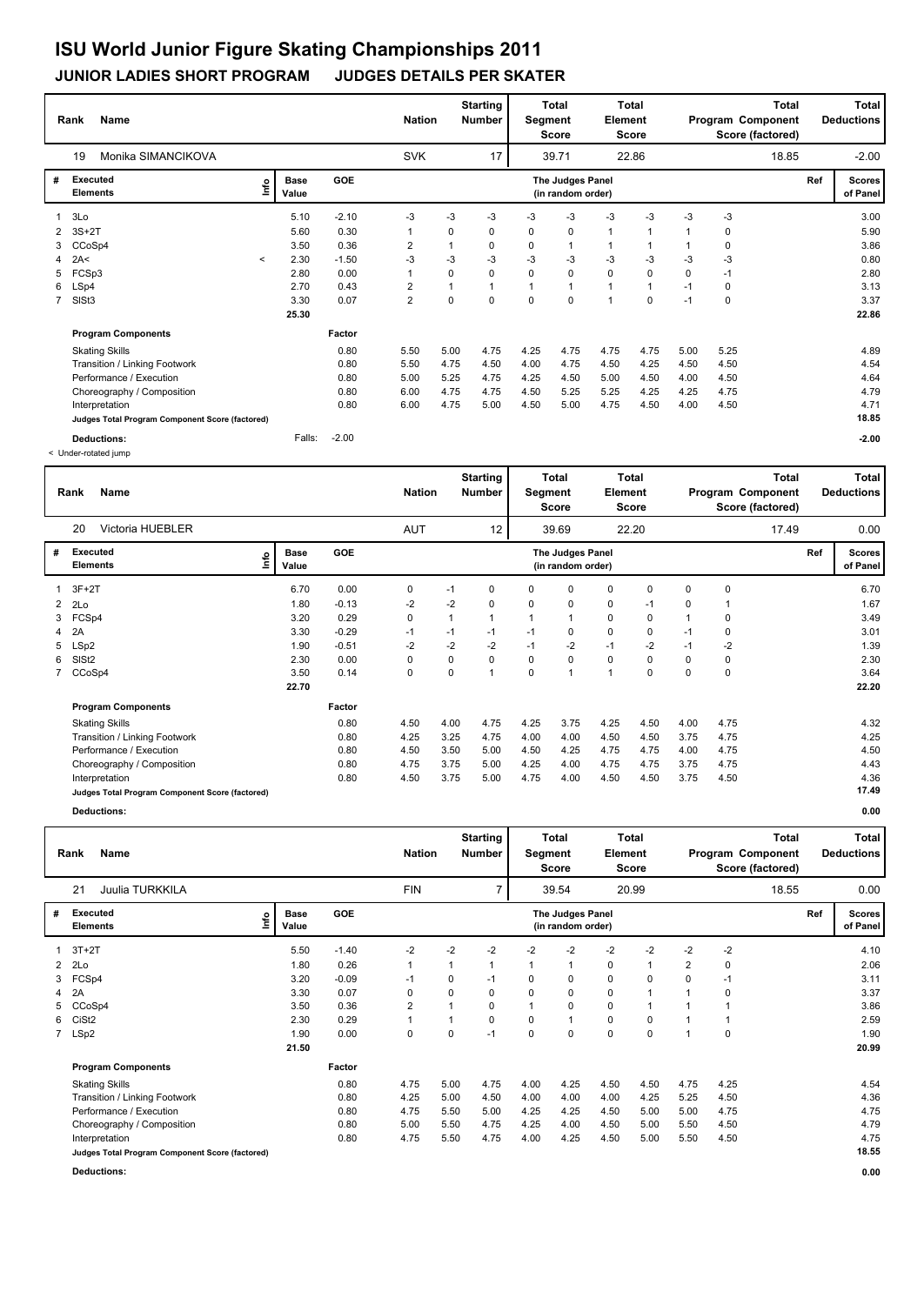# ISU World Junior Figure Skating Championships 2011

## JUNIOR LADIES SHORT PROGRAM JUDGES DETAILS PER SKATER

| Rank | Name | Nation | Starting Number | Total Segment Score | Total Element Score | Total Program Component Score (factored) | Total Deductions |
|---|---|---|---|---|---|---|---|
| 19 | Monika SIMANCIKOVA | SVK | 17 | 39.71 | 22.86 | 18.85 | -2.00 |

| # | Executed Elements | Info | Base Value | GOE | | | | | The Judges Panel (in random order) | | | | | Ref | Scores of Panel |
|---|---|---|---|---|---|---|---|---|---|---|---|---|---|---|---|
| 1 | 3Lo | | 5.10 | -2.10 | -3 | -3 | -3 | -3 | -3 | -3 | -3 | -3 | -3 | | 3.00 |
| 2 | 3S+2T | | 5.60 | 0.30 | 1 | 0 | 0 | 0 | 0 | 1 | 1 | 1 | 0 | | 5.90 |
| 3 | CCoSp4 | | 3.50 | 0.36 | 2 | 1 | 0 | 0 | 1 | 1 | 1 | 1 | 0 | | 3.86 |
| 4 | 2A< | < | 2.30 | -1.50 | -3 | -3 | -3 | -3 | -3 | -3 | -3 | -3 | -3 | | 0.80 |
| 5 | FCSp3 | | 2.80 | 0.00 | 1 | 0 | 0 | 0 | 0 | 0 | 0 | 0 | -1 | | 2.80 |
| 6 | LSp4 | | 2.70 | 0.43 | 2 | 1 | 1 | 1 | 1 | 1 | 1 | -1 | 0 | | 3.13 |
| 7 | SlSt3 | | 3.30 | 0.07 | 2 | 0 | 0 | 0 | 0 | 1 | 0 | -1 | 0 | | 3.37 |
| | | | 25.30 | | | | | | | | | | | | 22.86 |
| | **Program Components** | | | Factor | | | | | | | | | | | |
| | Skating Skills | | | 0.80 | 5.50 | 5.00 | 4.75 | 4.25 | 4.75 | 4.75 | 4.75 | 5.00 | 5.25 | | 4.89 |
| | Transition / Linking Footwork | | | 0.80 | 5.50 | 4.75 | 4.50 | 4.00 | 4.75 | 4.50 | 4.25 | 4.50 | 4.50 | | 4.54 |
| | Performance / Execution | | | 0.80 | 5.00 | 5.25 | 4.75 | 4.25 | 4.50 | 5.00 | 4.50 | 4.00 | 4.50 | | 4.64 |
| | Choreography / Composition | | | 0.80 | 6.00 | 4.75 | 4.75 | 4.50 | 5.25 | 5.25 | 4.25 | 4.25 | 4.75 | | 4.79 |
| | Interpretation | | | 0.80 | 6.00 | 4.75 | 5.00 | 4.50 | 5.00 | 4.75 | 4.50 | 4.00 | 4.50 | | 4.71 |
| | Judges Total Program Component Score (factored) | | | | | | | | | | | | | | 18.85 |
| | Deductions: | | Falls: | -2.00 | | | | | | | | | | | -2.00 |

< Under-rotated jump

| Rank | Name | Nation | Starting Number | Total Segment Score | Total Element Score | Total Program Component Score (factored) | Total Deductions |
|---|---|---|---|---|---|---|---|
| 20 | Victoria HUEBLER | AUT | 12 | 39.69 | 22.20 | 17.49 | 0.00 |

| # | Executed Elements | Info | Base Value | GOE | | | | | The Judges Panel (in random order) | | | | | Ref | Scores of Panel |
|---|---|---|---|---|---|---|---|---|---|---|---|---|---|---|---|
| 1 | 3F+2T | | 6.70 | 0.00 | 0 | -1 | 0 | 0 | 0 | 0 | 0 | 0 | 0 | | 6.70 |
| 2 | 2Lo | | 1.80 | -0.13 | -2 | -2 | 0 | 0 | 0 | 0 | -1 | 0 | 1 | | 1.67 |
| 3 | FCSp4 | | 3.20 | 0.29 | 0 | 1 | 1 | 1 | 1 | 0 | 0 | 1 | 0 | | 3.49 |
| 4 | 2A | | 3.30 | -0.29 | -1 | -1 | -1 | -1 | 0 | 0 | 0 | -1 | 0 | | 3.01 |
| 5 | LSp2 | | 1.90 | -0.51 | -2 | -2 | -2 | -1 | -2 | -1 | -2 | -1 | -2 | | 1.39 |
| 6 | SlSt2 | | 2.30 | 0.00 | 0 | 0 | 0 | 0 | 0 | 0 | 0 | 0 | 0 | | 2.30 |
| 7 | CCoSp4 | | 3.50 | 0.14 | 0 | 0 | 1 | 0 | 1 | 1 | 0 | 0 | 0 | | 3.64 |
| | | | 22.70 | | | | | | | | | | | | 22.20 |
| | **Program Components** | | | Factor | | | | | | | | | | | |
| | Skating Skills | | | 0.80 | 4.50 | 4.00 | 4.75 | 4.25 | 3.75 | 4.25 | 4.50 | 4.00 | 4.75 | | 4.32 |
| | Transition / Linking Footwork | | | 0.80 | 4.25 | 3.25 | 4.75 | 4.00 | 4.00 | 4.50 | 4.50 | 3.75 | 4.75 | | 4.25 |
| | Performance / Execution | | | 0.80 | 4.50 | 3.50 | 5.00 | 4.50 | 4.25 | 4.75 | 4.75 | 4.00 | 4.75 | | 4.50 |
| | Choreography / Composition | | | 0.80 | 4.75 | 3.75 | 5.00 | 4.25 | 4.00 | 4.75 | 4.75 | 3.75 | 4.75 | | 4.43 |
| | Interpretation | | | 0.80 | 4.50 | 3.75 | 5.00 | 4.75 | 4.00 | 4.50 | 4.50 | 3.75 | 4.50 | | 4.36 |
| | Judges Total Program Component Score (factored) | | | | | | | | | | | | | | 17.49 |
| | Deductions: | | | | | | | | | | | | | | 0.00 |

| Rank | Name | Nation | Starting Number | Total Segment Score | Total Element Score | Total Program Component Score (factored) | Total Deductions |
|---|---|---|---|---|---|---|---|
| 21 | Juulia TURKKILA | FIN | 7 | 39.54 | 20.99 | 18.55 | 0.00 |

| # | Executed Elements | Info | Base Value | GOE | | | | | The Judges Panel (in random order) | | | | | Ref | Scores of Panel |
|---|---|---|---|---|---|---|---|---|---|---|---|---|---|---|---|
| 1 | 3T+2T | | 5.50 | -1.40 | -2 | -2 | -2 | -2 | -2 | -2 | -2 | -2 | -2 | | 4.10 |
| 2 | 2Lo | | 1.80 | 0.26 | 1 | 1 | 1 | 1 | 1 | 0 | 1 | 2 | 0 | | 2.06 |
| 3 | FCSp4 | | 3.20 | -0.09 | -1 | 0 | -1 | 0 | 0 | 0 | 0 | 0 | -1 | | 3.11 |
| 4 | 2A | | 3.30 | 0.07 | 0 | 0 | 0 | 0 | 0 | 0 | 1 | 1 | 0 | | 3.37 |
| 5 | CCoSp4 | | 3.50 | 0.36 | 2 | 1 | 0 | 1 | 0 | 0 | 1 | 1 | 1 | | 3.86 |
| 6 | CiSt2 | | 2.30 | 0.29 | 1 | 1 | 0 | 0 | 1 | 0 | 0 | 1 | 1 | | 2.59 |
| 7 | LSp2 | | 1.90 | 0.00 | 0 | 0 | -1 | 0 | 0 | 0 | 0 | 1 | 0 | | 1.90 |
| | | | 21.50 | | | | | | | | | | | | 20.99 |
| | **Program Components** | | | Factor | | | | | | | | | | | |
| | Skating Skills | | | 0.80 | 4.75 | 5.00 | 4.75 | 4.00 | 4.25 | 4.50 | 4.50 | 4.75 | 4.25 | | 4.54 |
| | Transition / Linking Footwork | | | 0.80 | 4.25 | 5.00 | 4.50 | 4.00 | 4.00 | 4.00 | 4.25 | 5.25 | 4.50 | | 4.36 |
| | Performance / Execution | | | 0.80 | 4.75 | 5.50 | 5.00 | 4.25 | 4.25 | 4.50 | 5.00 | 5.00 | 4.75 | | 4.75 |
| | Choreography / Composition | | | 0.80 | 5.00 | 5.50 | 4.75 | 4.25 | 4.00 | 4.50 | 5.00 | 5.50 | 4.50 | | 4.79 |
| | Interpretation | | | 0.80 | 4.75 | 5.50 | 4.75 | 4.00 | 4.25 | 4.50 | 5.00 | 5.50 | 4.50 | | 4.75 |
| | Judges Total Program Component Score (factored) | | | | | | | | | | | | | | 18.55 |
| | Deductions: | | | | | | | | | | | | | | 0.00 |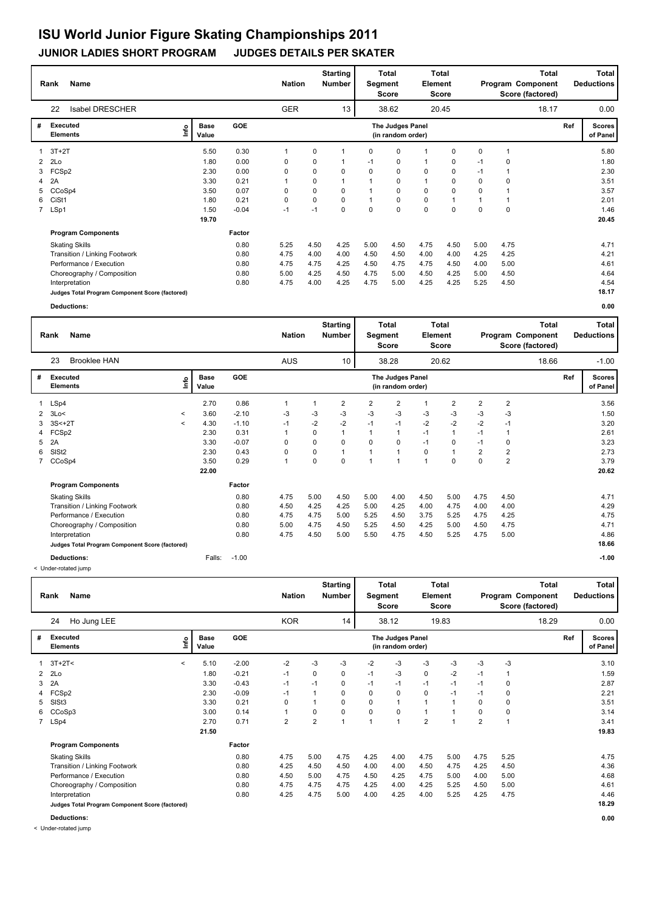# ISU World Junior Figure Skating Championships 2011

## JUNIOR LADIES SHORT PROGRAM JUDGES DETAILS PER SKATER

| Rank | Name | Nation | Starting Number | Total Segment Score | Total Element Score | Total Program Component Score (factored) | Total Deductions |
|---|---|---|---|---|---|---|---|
| 22 | Isabel DRESCHER | GER | 13 | 38.62 | 20.45 | 18.17 | 0.00 |

| # | Executed Elements | Info | Base Value | GOE | The Judges Panel (in random order) | | | | | | | | | Ref | Scores of Panel |
|---|---|---|---|---|---|---|---|---|---|---|---|---|---|---|---|
| 1 | 3T+2T | | 5.50 | 0.30 | 1 | 0 | 1 | 0 | 0 | 1 | 0 | 0 | 1 | | 5.80 |
| 2 | 2Lo | | 1.80 | 0.00 | 0 | 0 | 1 | -1 | 0 | 1 | 0 | -1 | 0 | | 1.80 |
| 3 | FCSp2 | | 2.30 | 0.00 | 0 | 0 | 0 | 0 | 0 | 0 | 0 | -1 | 1 | | 2.30 |
| 4 | 2A | | 3.30 | 0.21 | 1 | 0 | 1 | 1 | 0 | 1 | 0 | 0 | 0 | | 3.51 |
| 5 | CCoSp4 | | 3.50 | 0.07 | 0 | 0 | 0 | 1 | 0 | 0 | 0 | 0 | 1 | | 3.57 |
| 6 | CiSt1 | | 1.80 | 0.21 | 0 | 0 | 0 | 1 | 0 | 0 | 1 | 1 | 1 | | 2.01 |
| 7 | LSp1 | | 1.50 | -0.04 | -1 | -1 | 0 | 0 | 0 | 0 | 0 | 0 | 0 | | 1.46 |
| | | | 19.70 | | | | | | | | | | | | 20.45 |
| | **Program Components** | | | Factor | | | | | | | | | | | |
| | Skating Skills | | | 0.80 | 5.25 | 4.50 | 4.25 | 5.00 | 4.50 | 4.75 | 4.50 | 5.00 | 4.75 | | 4.71 |
| | Transition / Linking Footwork | | | 0.80 | 4.75 | 4.00 | 4.00 | 4.50 | 4.50 | 4.00 | 4.00 | 4.25 | 4.25 | | 4.21 |
| | Performance / Execution | | | 0.80 | 4.75 | 4.75 | 4.25 | 4.50 | 4.75 | 4.75 | 4.50 | 4.00 | 5.00 | | 4.61 |
| | Choreography / Composition | | | 0.80 | 5.00 | 4.25 | 4.50 | 4.75 | 5.00 | 4.50 | 4.25 | 5.00 | 4.50 | | 4.64 |
| | Interpretation | | | 0.80 | 4.75 | 4.00 | 4.25 | 4.75 | 5.00 | 4.25 | 4.25 | 5.25 | 4.50 | | 4.54 |
| | Judges Total Program Component Score (factored) | | | | | | | | | | | | | | 18.17 |
| | **Deductions:** | | | | | | | | | | | | | | 0.00 |

| Rank | Name | Nation | Starting Number | Total Segment Score | Total Element Score | Total Program Component Score (factored) | Total Deductions |
|---|---|---|---|---|---|---|---|
| 23 | Brooklee HAN | AUS | 10 | 38.28 | 20.62 | 18.66 | -1.00 |

| # | Executed Elements | Info | Base Value | GOE | The Judges Panel (in random order) | | | | | | | | | Ref | Scores of Panel |
|---|---|---|---|---|---|---|---|---|---|---|---|---|---|---|---|
| 1 | LSp4 | | 2.70 | 0.86 | 1 | 1 | 2 | 2 | 2 | 1 | 2 | 2 | 2 | | 3.56 |
| 2 | 3Lo< | < | 3.60 | -2.10 | -3 | -3 | -3 | -3 | -3 | -3 | -3 | -3 | -3 | | 1.50 |
| 3 | 3S<+2T | < | 4.30 | -1.10 | -1 | -2 | -2 | -1 | -1 | -2 | -2 | -2 | -1 | | 3.20 |
| 4 | FCSp2 | | 2.30 | 0.31 | 1 | 0 | 1 | 1 | 1 | -1 | 1 | -1 | 1 | | 2.61 |
| 5 | 2A | | 3.30 | -0.07 | 0 | 0 | 0 | 0 | 0 | -1 | 0 | -1 | 0 | | 3.23 |
| 6 | SlSt2 | | 2.30 | 0.43 | 0 | 0 | 1 | 1 | 1 | 0 | 1 | 2 | 2 | | 2.73 |
| 7 | CCoSp4 | | 3.50 | 0.29 | 1 | 0 | 0 | 1 | 1 | 1 | 0 | 0 | 2 | | 3.79 |
| | | | 22.00 | | | | | | | | | | | | 20.62 |
| | **Program Components** | | | Factor | | | | | | | | | | | |
| | Skating Skills | | | 0.80 | 4.75 | 5.00 | 4.50 | 5.00 | 4.00 | 4.50 | 5.00 | 4.75 | 4.50 | | 4.71 |
| | Transition / Linking Footwork | | | 0.80 | 4.50 | 4.25 | 4.25 | 5.00 | 4.25 | 4.00 | 4.75 | 4.00 | 4.00 | | 4.29 |
| | Performance / Execution | | | 0.80 | 4.75 | 4.75 | 5.00 | 5.25 | 4.50 | 3.75 | 5.25 | 4.75 | 4.25 | | 4.75 |
| | Choreography / Composition | | | 0.80 | 5.00 | 4.75 | 4.50 | 5.25 | 4.50 | 4.25 | 5.00 | 4.50 | 4.75 | | 4.71 |
| | Interpretation | | | 0.80 | 4.75 | 4.50 | 5.00 | 5.50 | 4.75 | 4.50 | 5.25 | 4.75 | 5.00 | | 4.86 |
| | Judges Total Program Component Score (factored) | | | | | | | | | | | | | | 18.66 |
| | **Deductions:** | | Falls: | -1.00 | | | | | | | | | | | -1.00 |

< Under-rotated jump

| Rank | Name | Nation | Starting Number | Total Segment Score | Total Element Score | Total Program Component Score (factored) | Total Deductions |
|---|---|---|---|---|---|---|---|
| 24 | Ho Jung LEE | KOR | 14 | 38.12 | 19.83 | 18.29 | 0.00 |

| # | Executed Elements | Info | Base Value | GOE | The Judges Panel (in random order) | | | | | | | | | Ref | Scores of Panel |
|---|---|---|---|---|---|---|---|---|---|---|---|---|---|---|---|
| 1 | 3T+2T< | < | 5.10 | -2.00 | -2 | -3 | -3 | -2 | -3 | -3 | -3 | -3 | -3 | | 3.10 |
| 2 | 2Lo | | 1.80 | -0.21 | -1 | 0 | 0 | -1 | -3 | 0 | -2 | -1 | 1 | | 1.59 |
| 3 | 2A | | 3.30 | -0.43 | -1 | -1 | 0 | -1 | -1 | -1 | -1 | -1 | 0 | | 2.87 |
| 4 | FCSp2 | | 2.30 | -0.09 | -1 | 1 | 0 | 0 | 0 | 0 | -1 | -1 | 0 | | 2.21 |
| 5 | SlSt3 | | 3.30 | 0.21 | 0 | 1 | 0 | 0 | 1 | 1 | 1 | 0 | 0 | | 3.51 |
| 6 | CCoSp3 | | 3.00 | 0.14 | 1 | 0 | 0 | 0 | 0 | 1 | 1 | 0 | 0 | | 3.14 |
| 7 | LSp4 | | 2.70 | 0.71 | 2 | 2 | 1 | 1 | 1 | 2 | 1 | 2 | 1 | | 3.41 |
| | | | 21.50 | | | | | | | | | | | | 19.83 |
| | **Program Components** | | | Factor | | | | | | | | | | | |
| | Skating Skills | | | 0.80 | 4.75 | 5.00 | 4.75 | 4.25 | 4.00 | 4.75 | 5.00 | 4.75 | 5.25 | | 4.75 |
| | Transition / Linking Footwork | | | 0.80 | 4.25 | 4.50 | 4.50 | 4.00 | 4.00 | 4.50 | 4.75 | 4.25 | 4.50 | | 4.36 |
| | Performance / Execution | | | 0.80 | 4.50 | 5.00 | 4.75 | 4.50 | 4.25 | 4.75 | 5.00 | 4.00 | 5.00 | | 4.68 |
| | Choreography / Composition | | | 0.80 | 4.75 | 4.75 | 4.75 | 4.25 | 4.00 | 4.25 | 5.25 | 4.50 | 5.00 | | 4.61 |
| | Interpretation | | | 0.80 | 4.25 | 4.75 | 5.00 | 4.00 | 4.25 | 4.00 | 5.25 | 4.25 | 4.75 | | 4.46 |
| | Judges Total Program Component Score (factored) | | | | | | | | | | | | | | 18.29 |
| | **Deductions:** | | | | | | | | | | | | | | 0.00 |

< Under-rotated jump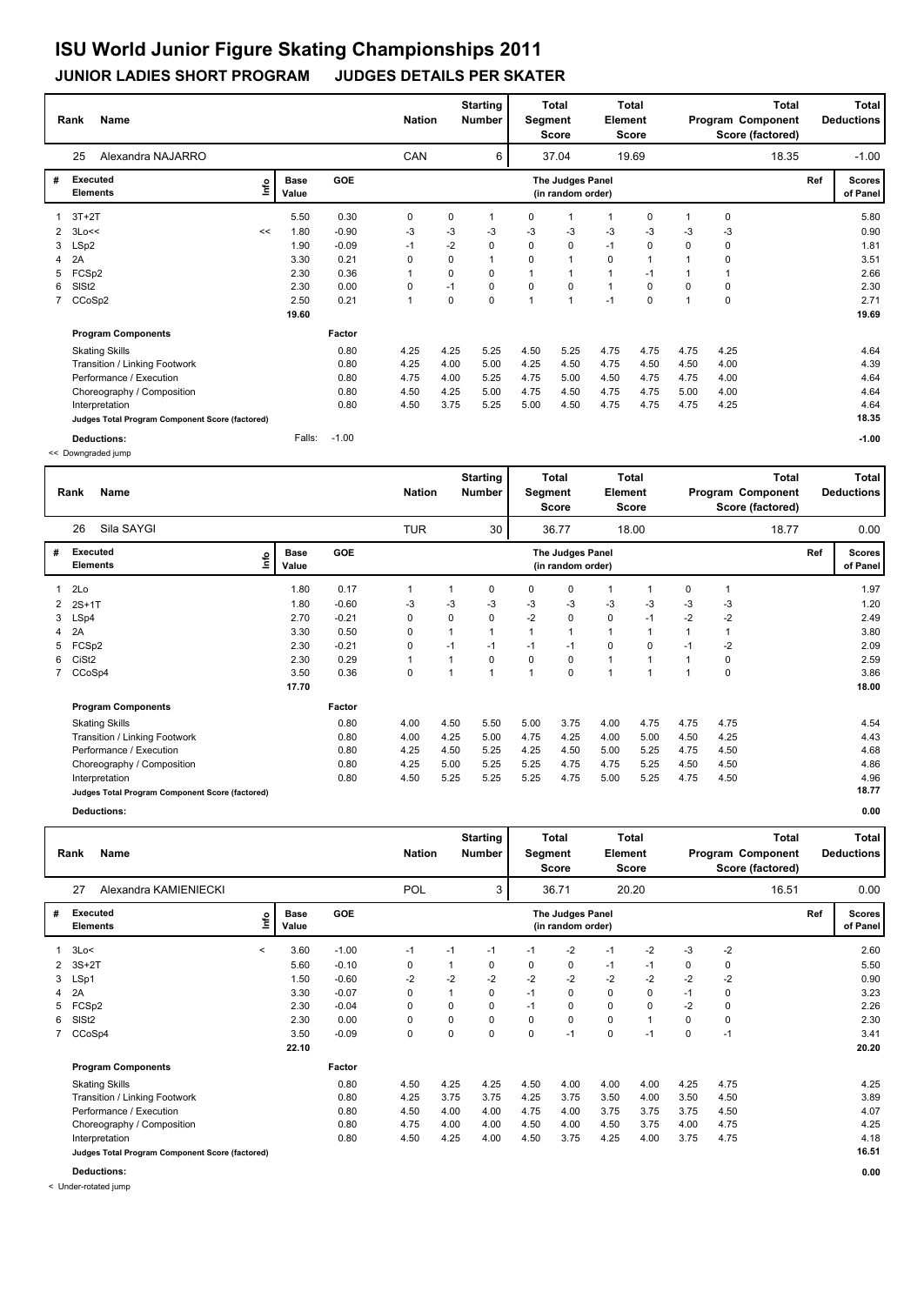# ISU World Junior Figure Skating Championships 2011

## JUNIOR LADIES SHORT PROGRAM JUDGES DETAILS PER SKATER

| Rank | Name | Nation | Starting Number | Total Segment Score | Total Element Score | Total Program Component Score (factored) | Total Deductions |
|---|---|---|---|---|---|---|---|
| 25 | Alexandra NAJARRO | CAN | 6 | 37.04 | 19.69 | 18.35 | -1.00 |

| # | Executed Elements | Info | Base Value | GOE | J1 | J2 | J3 | J4 | J5 | J6 | J7 | J8 | J9 | Ref | Scores of Panel |
|---|---|---|---|---|---|---|---|---|---|---|---|---|---|---|---|
| 1 | 3T+2T | | 5.50 | 0.30 | 0 | 0 | 1 | 0 | 1 | 1 | 0 | 1 | 0 | | 5.80 |
| 2 | 3Lo<< | << | 1.80 | -0.90 | -3 | -3 | -3 | -3 | -3 | -3 | -3 | -3 | -3 | | 0.90 |
| 3 | LSp2 | | 1.90 | -0.09 | -1 | -2 | 0 | 0 | 0 | -1 | 0 | 0 | 0 | | 1.81 |
| 4 | 2A | | 3.30 | 0.21 | 0 | 0 | 1 | 0 | 1 | 0 | 1 | 1 | 0 | | 3.51 |
| 5 | FCSp2 | | 2.30 | 0.36 | 1 | 0 | 0 | 1 | 1 | 1 | -1 | 1 | 1 | | 2.66 |
| 6 | SlSt2 | | 2.30 | 0.00 | 0 | -1 | 0 | 0 | 0 | 1 | 0 | 0 | 0 | | 2.30 |
| 7 | CCoSp2 | | 2.50 | 0.21 | 1 | 0 | 0 | 1 | 1 | -1 | 0 | 1 | 0 | | 2.71 |
| | | | 19.60 | | | | | | | | | | | | 19.69 |
| | **Program Components** | | | Factor | | | | | | | | | | | |
| | Skating Skills | | | 0.80 | 4.25 | 4.25 | 5.25 | 4.50 | 5.25 | 4.75 | 4.75 | 4.75 | 4.25 | | 4.64 |
| | Transition / Linking Footwork | | | 0.80 | 4.25 | 4.00 | 5.00 | 4.25 | 4.50 | 4.75 | 4.50 | 4.50 | 4.00 | | 4.39 |
| | Performance / Execution | | | 0.80 | 4.75 | 4.00 | 5.25 | 4.75 | 5.00 | 4.50 | 4.75 | 4.75 | 4.00 | | 4.64 |
| | Choreography / Composition | | | 0.80 | 4.50 | 4.25 | 5.00 | 4.75 | 4.50 | 4.75 | 4.75 | 5.00 | 4.00 | | 4.64 |
| | Interpretation | | | 0.80 | 4.50 | 3.75 | 5.25 | 5.00 | 4.50 | 4.75 | 4.75 | 4.75 | 4.25 | | 4.64 |
| | Judges Total Program Component Score (factored) | | | | | | | | | | | | | | 18.35 |
| | **Deductions:** | | Falls: | -1.00 | | | | | | | | | | | -1.00 |

<< Downgraded jump

| Rank | Name | Nation | Starting Number | Total Segment Score | Total Element Score | Total Program Component Score (factored) | Total Deductions |
|---|---|---|---|---|---|---|---|
| 26 | Sila SAYGI | TUR | 30 | 36.77 | 18.00 | 18.77 | 0.00 |

| # | Executed Elements | Info | Base Value | GOE | J1 | J2 | J3 | J4 | J5 | J6 | J7 | J8 | J9 | Ref | Scores of Panel |
|---|---|---|---|---|---|---|---|---|---|---|---|---|---|---|---|
| 1 | 2Lo | | 1.80 | 0.17 | 1 | 1 | 0 | 0 | 0 | 1 | 1 | 0 | 1 | | 1.97 |
| 2 | 2S+1T | | 1.80 | -0.60 | -3 | -3 | -3 | -3 | -3 | -3 | -3 | -3 | -3 | | 1.20 |
| 3 | LSp4 | | 2.70 | -0.21 | 0 | 0 | 0 | -2 | 0 | 0 | -1 | -2 | -2 | | 2.49 |
| 4 | 2A | | 3.30 | 0.50 | 0 | 1 | 1 | 1 | 1 | 1 | 1 | 1 | 1 | | 3.80 |
| 5 | FCSp2 | | 2.30 | -0.21 | 0 | -1 | -1 | -1 | -1 | 0 | 0 | -1 | -2 | | 2.09 |
| 6 | CiSt2 | | 2.30 | 0.29 | 1 | 1 | 0 | 0 | 0 | 1 | 1 | 1 | 0 | | 2.59 |
| 7 | CCoSp4 | | 3.50 | 0.36 | 0 | 1 | 1 | 1 | 0 | 1 | 1 | 1 | 0 | | 3.86 |
| | | | 17.70 | | | | | | | | | | | | 18.00 |
| | **Program Components** | | | Factor | | | | | | | | | | | |
| | Skating Skills | | | 0.80 | 4.00 | 4.50 | 5.50 | 5.00 | 3.75 | 4.00 | 4.75 | 4.75 | 4.75 | | 4.54 |
| | Transition / Linking Footwork | | | 0.80 | 4.00 | 4.25 | 5.00 | 4.75 | 4.25 | 4.00 | 5.00 | 4.50 | 4.25 | | 4.43 |
| | Performance / Execution | | | 0.80 | 4.25 | 4.50 | 5.25 | 4.25 | 4.50 | 5.00 | 5.25 | 4.75 | 4.50 | | 4.68 |
| | Choreography / Composition | | | 0.80 | 4.25 | 5.00 | 5.25 | 5.25 | 4.75 | 4.75 | 5.25 | 4.50 | 4.50 | | 4.86 |
| | Interpretation | | | 0.80 | 4.50 | 5.25 | 5.25 | 5.25 | 4.75 | 5.00 | 5.25 | 4.75 | 4.50 | | 4.96 |
| | Judges Total Program Component Score (factored) | | | | | | | | | | | | | | 18.77 |
| | **Deductions:** | | | | | | | | | | | | | | 0.00 |

| Rank | Name | Nation | Starting Number | Total Segment Score | Total Element Score | Total Program Component Score (factored) | Total Deductions |
|---|---|---|---|---|---|---|---|
| 27 | Alexandra KAMIENIECKI | POL | 3 | 36.71 | 20.20 | 16.51 | 0.00 |

| # | Executed Elements | Info | Base Value | GOE | J1 | J2 | J3 | J4 | J5 | J6 | J7 | J8 | J9 | Ref | Scores of Panel |
|---|---|---|---|---|---|---|---|---|---|---|---|---|---|---|---|
| 1 | 3Lo< | < | 3.60 | -1.00 | -1 | -1 | -1 | -1 | -2 | -1 | -2 | -3 | -2 | | 2.60 |
| 2 | 3S+2T | | 5.60 | -0.10 | 0 | 1 | 0 | 0 | 0 | -1 | -1 | 0 | 0 | | 5.50 |
| 3 | LSp1 | | 1.50 | -0.60 | -2 | -2 | -2 | -2 | -2 | -2 | -2 | -2 | -2 | | 0.90 |
| 4 | 2A | | 3.30 | -0.07 | 0 | 1 | 0 | -1 | 0 | 0 | 0 | -1 | 0 | | 3.23 |
| 5 | FCSp2 | | 2.30 | -0.04 | 0 | 0 | 0 | -1 | 0 | 0 | 0 | -2 | 0 | | 2.26 |
| 6 | SlSt2 | | 2.30 | 0.00 | 0 | 0 | 0 | 0 | 0 | 0 | 1 | 0 | 0 | | 2.30 |
| 7 | CCoSp4 | | 3.50 | -0.09 | 0 | 0 | 0 | 0 | -1 | 0 | -1 | 0 | -1 | | 3.41 |
| | | | 22.10 | | | | | | | | | | | | 20.20 |
| | **Program Components** | | | Factor | | | | | | | | | | | |
| | Skating Skills | | | 0.80 | 4.50 | 4.25 | 4.25 | 4.50 | 4.00 | 4.00 | 4.00 | 4.25 | 4.75 | | 4.25 |
| | Transition / Linking Footwork | | | 0.80 | 4.25 | 3.75 | 3.75 | 4.25 | 3.75 | 3.50 | 4.00 | 3.50 | 4.50 | | 3.89 |
| | Performance / Execution | | | 0.80 | 4.50 | 4.00 | 4.00 | 4.75 | 4.00 | 3.75 | 3.75 | 3.75 | 4.50 | | 4.07 |
| | Choreography / Composition | | | 0.80 | 4.75 | 4.00 | 4.00 | 4.50 | 4.00 | 4.50 | 3.75 | 4.00 | 4.75 | | 4.25 |
| | Interpretation | | | 0.80 | 4.50 | 4.25 | 4.00 | 4.50 | 3.75 | 4.25 | 4.00 | 3.75 | 4.75 | | 4.18 |
| | Judges Total Program Component Score (factored) | | | | | | | | | | | | | | 16.51 |
| | **Deductions:** | | | | | | | | | | | | | | 0.00 |

< Under-rotated jump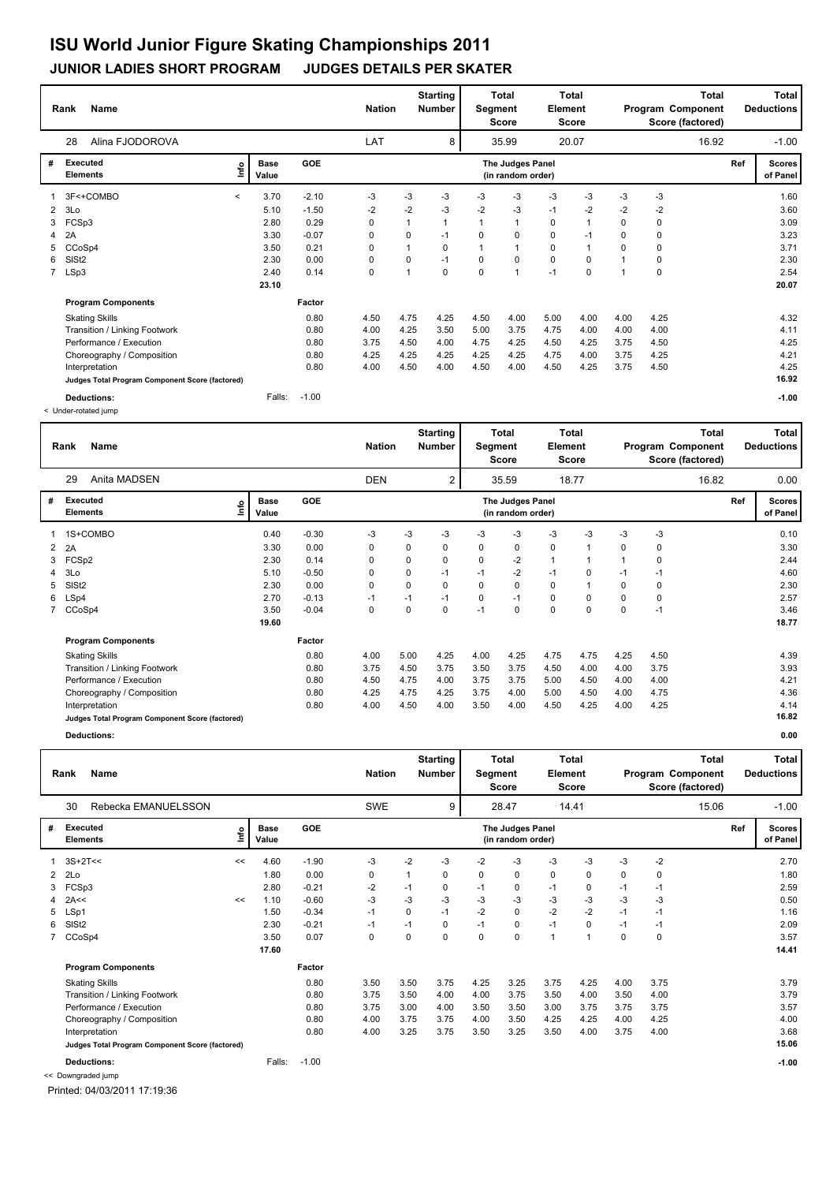# ISU World Junior Figure Skating Championships 2011

## JUNIOR LADIES SHORT PROGRAM JUDGES DETAILS PER SKATER

| Rank | Name | Nation | Starting Number | Total Segment Score | Total Element Score | Total Program Component Score (factored) | Total Deductions |
|---|---|---|---|---|---|---|---|
| 28 | Alina FJODOROVA | LAT | 8 | 35.99 | 20.07 | 16.92 | -1.00 |

| # | Executed Elements | Info | Base Value | GOE | J1 | J2 | J3 | J4 | J5 | J6 | J7 | J8 | J9 | Ref | Scores of Panel |
|---|---|---|---|---|---|---|---|---|---|---|---|---|---|---|---|
| 1 | 3F<+COMBO | < | 3.70 | -2.10 | -3 | -3 | -3 | -3 | -3 | -3 | -3 | -3 | -3 | | 1.60 |
| 2 | 3Lo | | 5.10 | -1.50 | -2 | -2 | -3 | -2 | -3 | -1 | -2 | -2 | -2 | | 3.60 |
| 3 | FCSp3 | | 2.80 | 0.29 | 0 | 1 | 1 | 1 | 1 | 0 | 1 | 0 | 0 | | 3.09 |
| 4 | 2A | | 3.30 | -0.07 | 0 | 0 | -1 | 0 | 0 | 0 | -1 | 0 | 0 | | 3.23 |
| 5 | CCoSp4 | | 3.50 | 0.21 | 0 | 1 | 0 | 1 | 1 | 0 | 1 | 0 | 0 | | 3.71 |
| 6 | SlSt2 | | 2.30 | 0.00 | 0 | 0 | -1 | 0 | 0 | 0 | 0 | 1 | 0 | | 2.30 |
| 7 | LSp3 | | 2.40 | 0.14 | 0 | 1 | 0 | 0 | 1 | -1 | 0 | 1 | 0 | | 2.54 |
| | | | 23.10 | | | | | | | | | | | | 20.07 |

| Program Components | | Factor | | | | | | | | | | | |
|---|---|---|---|---|---|---|---|---|---|---|---|---|---|
| Skating Skills | | 0.80 | 4.50 | 4.75 | 4.25 | 4.50 | 4.00 | 5.00 | 4.00 | 4.00 | 4.25 | | 4.32 |
| Transition / Linking Footwork | | 0.80 | 4.00 | 4.25 | 3.50 | 5.00 | 3.75 | 4.75 | 4.00 | 4.00 | 4.00 | | 4.11 |
| Performance / Execution | | 0.80 | 3.75 | 4.50 | 4.00 | 4.75 | 4.25 | 4.50 | 4.25 | 3.75 | 4.50 | | 4.25 |
| Choreography / Composition | | 0.80 | 4.25 | 4.25 | 4.25 | 4.25 | 4.25 | 4.75 | 4.00 | 3.75 | 4.25 | | 4.21 |
| Interpretation | | 0.80 | 4.00 | 4.50 | 4.00 | 4.50 | 4.00 | 4.50 | 4.25 | 3.75 | 4.50 | | 4.25 |
| Judges Total Program Component Score (factored) | | | | | | | | | | | | | 16.92 |
| Deductions: | Falls: | -1.00 | | | | | | | | | | | -1.00 |

< Under-rotated jump

| Rank | Name | Nation | Starting Number | Total Segment Score | Total Element Score | Total Program Component Score (factored) | Total Deductions |
|---|---|---|---|---|---|---|---|
| 29 | Anita MADSEN | DEN | 2 | 35.59 | 18.77 | 16.82 | 0.00 |

| # | Executed Elements | Info | Base Value | GOE | J1 | J2 | J3 | J4 | J5 | J6 | J7 | J8 | J9 | Ref | Scores of Panel |
|---|---|---|---|---|---|---|---|---|---|---|---|---|---|---|---|
| 1 | 1S+COMBO | | 0.40 | -0.30 | -3 | -3 | -3 | -3 | -3 | -3 | -3 | -3 | -3 | | 0.10 |
| 2 | 2A | | 3.30 | 0.00 | 0 | 0 | 0 | 0 | 0 | 0 | 1 | 0 | 0 | | 3.30 |
| 3 | FCSp2 | | 2.30 | 0.14 | 0 | 0 | 0 | 0 | -2 | 1 | 1 | 1 | 0 | | 2.44 |
| 4 | 3Lo | | 5.10 | -0.50 | 0 | 0 | -1 | -1 | -2 | -1 | 0 | -1 | -1 | | 4.60 |
| 5 | SlSt2 | | 2.30 | 0.00 | 0 | 0 | 0 | 0 | 0 | 0 | 1 | 0 | 0 | | 2.30 |
| 6 | LSp4 | | 2.70 | -0.13 | -1 | -1 | -1 | 0 | -1 | 0 | 0 | 0 | 0 | | 2.57 |
| 7 | CCoSp4 | | 3.50 | -0.04 | 0 | 0 | 0 | -1 | 0 | 0 | 0 | 0 | -1 | | 3.46 |
| | | | 19.60 | | | | | | | | | | | | 18.77 |

| Program Components | | Factor | | | | | | | | | | | |
|---|---|---|---|---|---|---|---|---|---|---|---|---|---|
| Skating Skills | | 0.80 | 4.00 | 5.00 | 4.25 | 4.00 | 4.25 | 4.75 | 4.75 | 4.25 | 4.50 | | 4.39 |
| Transition / Linking Footwork | | 0.80 | 3.75 | 4.50 | 3.75 | 3.50 | 3.75 | 4.50 | 4.00 | 4.00 | 3.75 | | 3.93 |
| Performance / Execution | | 0.80 | 4.50 | 4.75 | 4.00 | 3.75 | 3.75 | 5.00 | 4.50 | 4.00 | 4.00 | | 4.21 |
| Choreography / Composition | | 0.80 | 4.25 | 4.75 | 4.25 | 3.75 | 4.00 | 5.00 | 4.50 | 4.00 | 4.75 | | 4.36 |
| Interpretation | | 0.80 | 4.00 | 4.50 | 4.00 | 3.50 | 4.00 | 4.50 | 4.25 | 4.00 | 4.25 | | 4.14 |
| Judges Total Program Component Score (factored) | | | | | | | | | | | | | 16.82 |
| Deductions: | | | | | | | | | | | | | 0.00 |

| Rank | Name | Nation | Starting Number | Total Segment Score | Total Element Score | Total Program Component Score (factored) | Total Deductions |
|---|---|---|---|---|---|---|---|
| 30 | Rebecka EMANUELSSON | SWE | 9 | 28.47 | 14.41 | 15.06 | -1.00 |

| # | Executed Elements | Info | Base Value | GOE | J1 | J2 | J3 | J4 | J5 | J6 | J7 | J8 | J9 | Ref | Scores of Panel |
|---|---|---|---|---|---|---|---|---|---|---|---|---|---|---|---|
| 1 | 3S+2T<< | << | 4.60 | -1.90 | -3 | -2 | -3 | -2 | -3 | -3 | -3 | -3 | -2 | | 2.70 |
| 2 | 2Lo | | 1.80 | 0.00 | 0 | 1 | 0 | 0 | 0 | 0 | 0 | 0 | 0 | | 1.80 |
| 3 | FCSp3 | | 2.80 | -0.21 | -2 | -1 | 0 | -1 | 0 | -1 | 0 | -1 | -1 | | 2.59 |
| 4 | 2A<< | << | 1.10 | -0.60 | -3 | -3 | -3 | -3 | -3 | -3 | -3 | -3 | -3 | | 0.50 |
| 5 | LSp1 | | 1.50 | -0.34 | -1 | 0 | -1 | -2 | 0 | -2 | -2 | -1 | -1 | | 1.16 |
| 6 | SlSt2 | | 2.30 | -0.21 | -1 | -1 | 0 | -1 | 0 | -1 | 0 | -1 | -1 | | 2.09 |
| 7 | CCoSp4 | | 3.50 | 0.07 | 0 | 0 | 0 | 0 | 0 | 1 | 1 | 0 | 0 | | 3.57 |
| | | | 17.60 | | | | | | | | | | | | 14.41 |

| Program Components | | Factor | | | | | | | | | | | |
|---|---|---|---|---|---|---|---|---|---|---|---|---|---|
| Skating Skills | | 0.80 | 3.50 | 3.50 | 3.75 | 4.25 | 3.25 | 3.75 | 4.25 | 4.00 | 3.75 | | 3.79 |
| Transition / Linking Footwork | | 0.80 | 3.75 | 3.50 | 4.00 | 4.00 | 3.75 | 3.50 | 4.00 | 3.50 | 4.00 | | 3.79 |
| Performance / Execution | | 0.80 | 3.75 | 3.00 | 4.00 | 3.50 | 3.50 | 3.00 | 3.75 | 3.75 | 3.75 | | 3.57 |
| Choreography / Composition | | 0.80 | 4.00 | 3.75 | 3.75 | 4.00 | 3.50 | 4.25 | 4.25 | 4.00 | 4.25 | | 4.00 |
| Interpretation | | 0.80 | 4.00 | 3.25 | 3.75 | 3.50 | 3.25 | 3.50 | 4.00 | 3.75 | 4.00 | | 3.68 |
| Judges Total Program Component Score (factored) | | | | | | | | | | | | | 15.06 |
| Deductions: | Falls: | -1.00 | | | | | | | | | | | -1.00 |

<< Downgraded jump

Printed: 04/03/2011 17:19:36